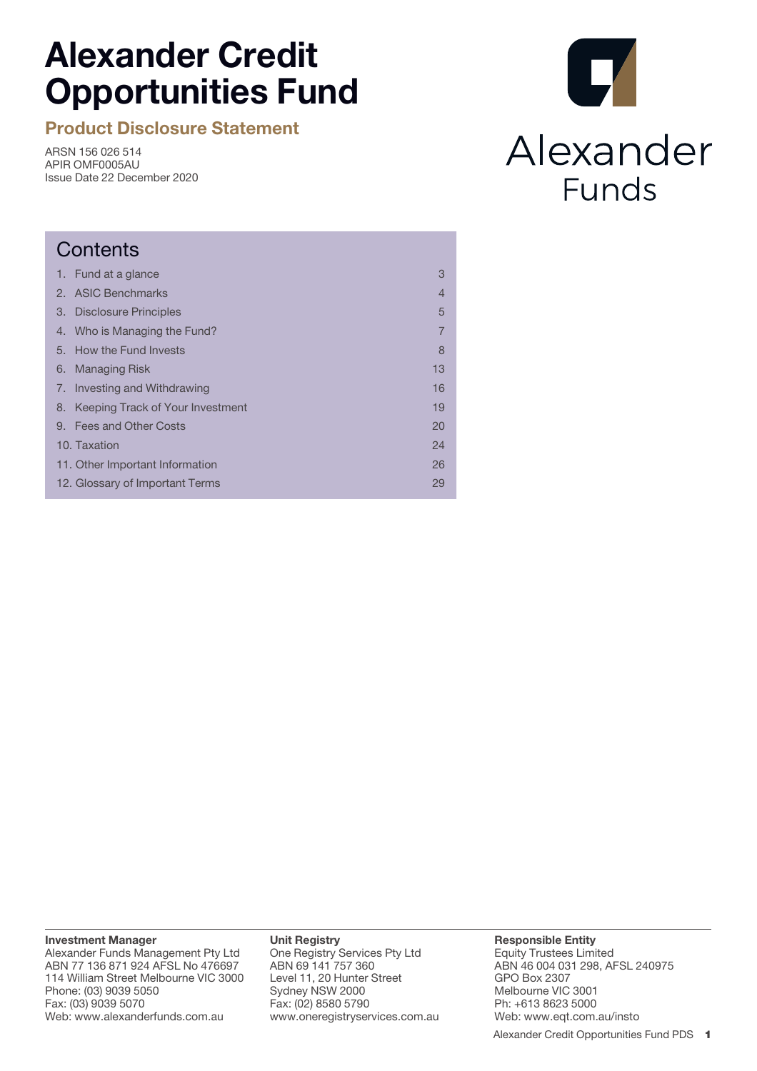# Alexander Credit Opportunities Fund

## Product Disclosure Statement

ARSN 156 026 514
APIR OMF0005AU
Issue Date 22 December 2020

Alexander
Funds

## Contents

| | |
|---|---|
| 1. Fund at a glance | 3 |
| 2. ASIC Benchmarks | 4 |
| 3. Disclosure Principles | 5 |
| 4. Who is Managing the Fund? | 7 |
| 5. How the Fund Invests | 8 |
| 6. Managing Risk | 13 |
| 7. Investing and Withdrawing | 16 |
| 8. Keeping Track of Your Investment | 19 |
| 9. Fees and Other Costs | 20 |
| 10. Taxation | 24 |
| 11. Other Important Information | 26 |
| 12. Glossary of Important Terms | 29 |

**Investment Manager**
Alexander Funds Management Pty Ltd
ABN 77 136 871 924 AFSL No 476697
114 William Street Melbourne VIC 3000
Phone: (03) 9039 5050
Fax: (03) 9039 5070
Web: www.alexanderfunds.com.au

**Unit Registry**
One Registry Services Pty Ltd
ABN 69 141 757 360
Level 11, 20 Hunter Street
Sydney NSW 2000
Fax: (02) 8580 5790
www.oneregistryservices.com.au

**Responsible Entity**
Equity Trustees Limited
ABN 46 004 031 298, AFSL 240975
GPO Box 2307
Melbourne VIC 3001
Ph: +613 8623 5000
Web: www.eqt.com.au/insto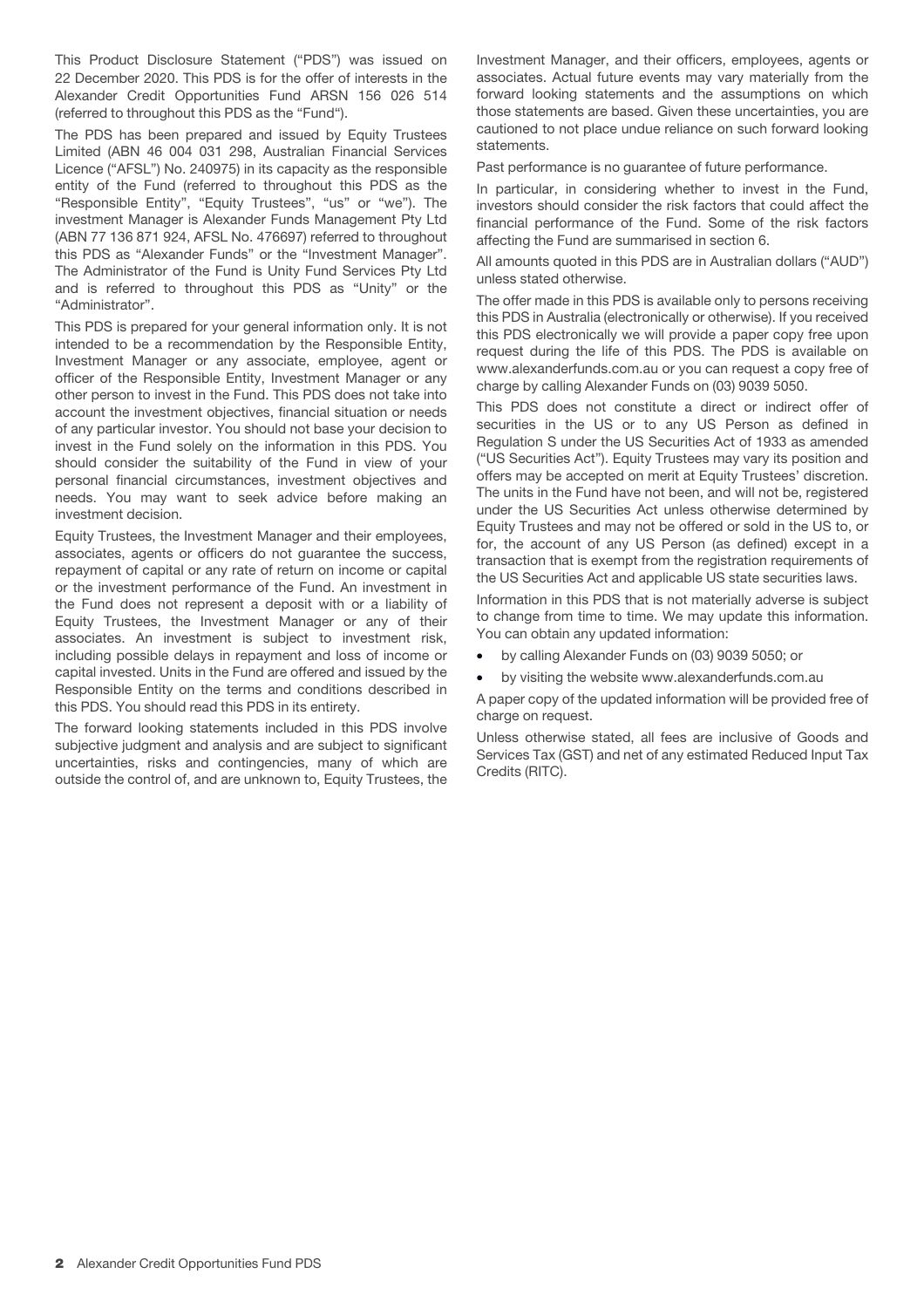This Product Disclosure Statement ("PDS") was issued on 22 December 2020. This PDS is for the offer of interests in the Alexander Credit Opportunities Fund ARSN 156 026 514 (referred to throughout this PDS as the "Fund").

The PDS has been prepared and issued by Equity Trustees Limited (ABN 46 004 031 298, Australian Financial Services Licence ("AFSL") No. 240975) in its capacity as the responsible entity of the Fund (referred to throughout this PDS as the "Responsible Entity", "Equity Trustees", "us" or "we"). The investment Manager is Alexander Funds Management Pty Ltd (ABN 77 136 871 924, AFSL No. 476697) referred to throughout this PDS as "Alexander Funds" or the "Investment Manager". The Administrator of the Fund is Unity Fund Services Pty Ltd and is referred to throughout this PDS as "Unity" or the "Administrator".

This PDS is prepared for your general information only. It is not intended to be a recommendation by the Responsible Entity, Investment Manager or any associate, employee, agent or officer of the Responsible Entity, Investment Manager or any other person to invest in the Fund. This PDS does not take into account the investment objectives, financial situation or needs of any particular investor. You should not base your decision to invest in the Fund solely on the information in this PDS. You should consider the suitability of the Fund in view of your personal financial circumstances, investment objectives and needs. You may want to seek advice before making an investment decision.

Equity Trustees, the Investment Manager and their employees, associates, agents or officers do not guarantee the success, repayment of capital or any rate of return on income or capital or the investment performance of the Fund. An investment in the Fund does not represent a deposit with or a liability of Equity Trustees, the Investment Manager or any of their associates. An investment is subject to investment risk, including possible delays in repayment and loss of income or capital invested. Units in the Fund are offered and issued by the Responsible Entity on the terms and conditions described in this PDS. You should read this PDS in its entirety.

The forward looking statements included in this PDS involve subjective judgment and analysis and are subject to significant uncertainties, risks and contingencies, many of which are outside the control of, and are unknown to, Equity Trustees, the Investment Manager, and their officers, employees, agents or associates. Actual future events may vary materially from the forward looking statements and the assumptions on which those statements are based. Given these uncertainties, you are cautioned to not place undue reliance on such forward looking statements.

Past performance is no guarantee of future performance.

In particular, in considering whether to invest in the Fund, investors should consider the risk factors that could affect the financial performance of the Fund. Some of the risk factors affecting the Fund are summarised in section 6.

All amounts quoted in this PDS are in Australian dollars ("AUD") unless stated otherwise.

The offer made in this PDS is available only to persons receiving this PDS in Australia (electronically or otherwise). If you received this PDS electronically we will provide a paper copy free upon request during the life of this PDS. The PDS is available on www.alexanderfunds.com.au or you can request a copy free of charge by calling Alexander Funds on (03) 9039 5050.

This PDS does not constitute a direct or indirect offer of securities in the US or to any US Person as defined in Regulation S under the US Securities Act of 1933 as amended ("US Securities Act"). Equity Trustees may vary its position and offers may be accepted on merit at Equity Trustees' discretion. The units in the Fund have not been, and will not be, registered under the US Securities Act unless otherwise determined by Equity Trustees and may not be offered or sold in the US to, or for, the account of any US Person (as defined) except in a transaction that is exempt from the registration requirements of the US Securities Act and applicable US state securities laws.

Information in this PDS that is not materially adverse is subject to change from time to time. We may update this information. You can obtain any updated information:

- by calling Alexander Funds on (03) 9039 5050; or
- by visiting the website www.alexanderfunds.com.au

A paper copy of the updated information will be provided free of charge on request.

Unless otherwise stated, all fees are inclusive of Goods and Services Tax (GST) and net of any estimated Reduced Input Tax Credits (RITC).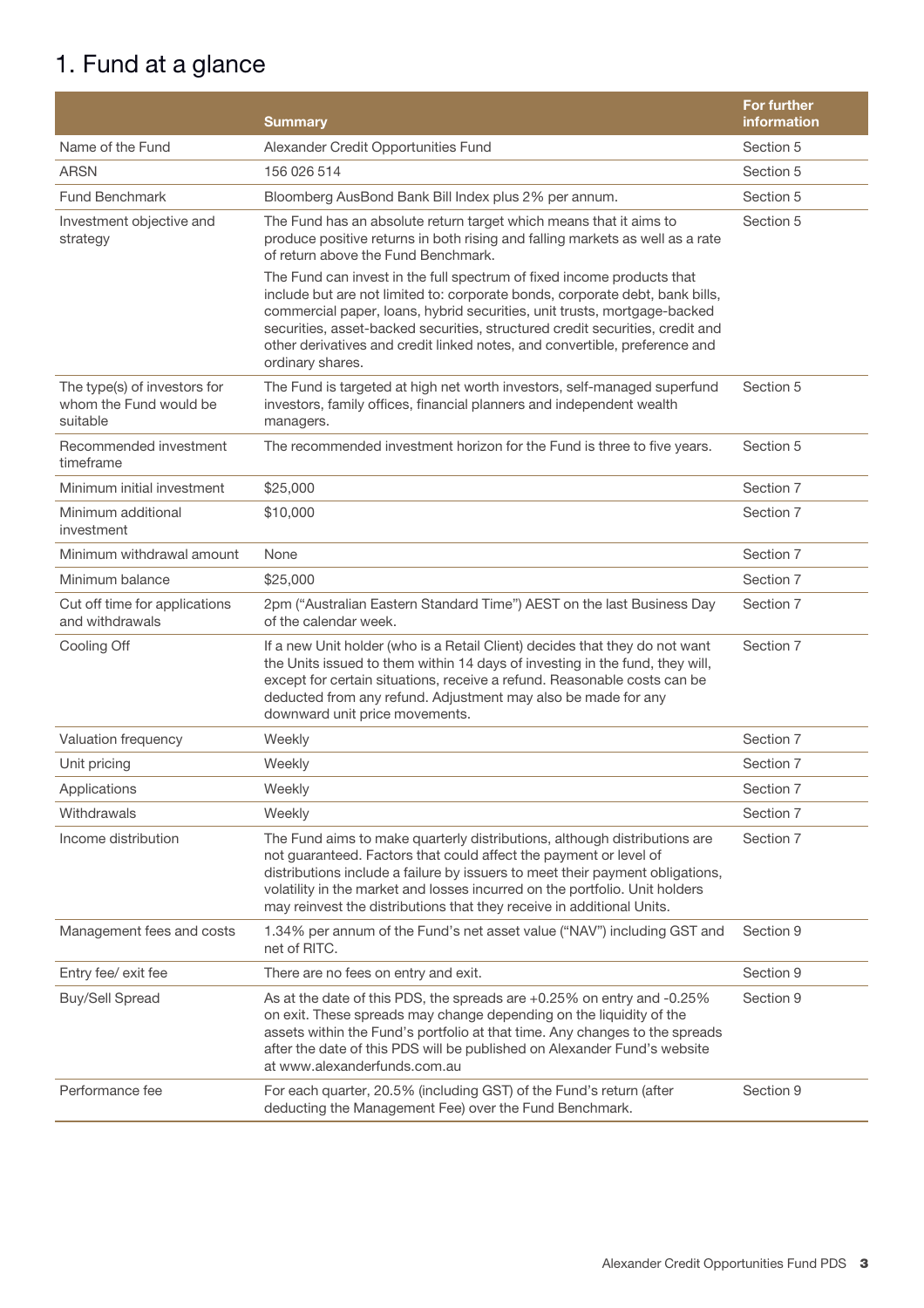# 1. Fund at a glance

| | Summary | For further information |
|---|---|---|
| Name of the Fund | Alexander Credit Opportunities Fund | Section 5 |
| ARSN | 156 026 514 | Section 5 |
| Fund Benchmark | Bloomberg AusBond Bank Bill Index plus 2% per annum. | Section 5 |
| Investment objective and strategy | The Fund has an absolute return target which means that it aims to produce positive returns in both rising and falling markets as well as a rate of return above the Fund Benchmark.<br><br>The Fund can invest in the full spectrum of fixed income products that include but are not limited to: corporate bonds, corporate debt, bank bills, commercial paper, loans, hybrid securities, unit trusts, mortgage-backed securities, asset-backed securities, structured credit securities, credit and other derivatives and credit linked notes, and convertible, preference and ordinary shares. | Section 5 |
| The type(s) of investors for whom the Fund would be suitable | The Fund is targeted at high net worth investors, self-managed superfund investors, family offices, financial planners and independent wealth managers. | Section 5 |
| Recommended investment timeframe | The recommended investment horizon for the Fund is three to five years. | Section 5 |
| Minimum initial investment | $25,000 | Section 7 |
| Minimum additional investment | $10,000 | Section 7 |
| Minimum withdrawal amount | None | Section 7 |
| Minimum balance | $25,000 | Section 7 |
| Cut off time for applications and withdrawals | 2pm ("Australian Eastern Standard Time") AEST on the last Business Day of the calendar week. | Section 7 |
| Cooling Off | If a new Unit holder (who is a Retail Client) decides that they do not want the Units issued to them within 14 days of investing in the fund, they will, except for certain situations, receive a refund. Reasonable costs can be deducted from any refund. Adjustment may also be made for any downward unit price movements. | Section 7 |
| Valuation frequency | Weekly | Section 7 |
| Unit pricing | Weekly | Section 7 |
| Applications | Weekly | Section 7 |
| Withdrawals | Weekly | Section 7 |
| Income distribution | The Fund aims to make quarterly distributions, although distributions are not guaranteed. Factors that could affect the payment or level of distributions include a failure by issuers to meet their payment obligations, volatility in the market and losses incurred on the portfolio. Unit holders may reinvest the distributions that they receive in additional Units. | Section 7 |
| Management fees and costs | 1.34% per annum of the Fund's net asset value ("NAV") including GST and net of RITC. | Section 9 |
| Entry fee/ exit fee | There are no fees on entry and exit. | Section 9 |
| Buy/Sell Spread | As at the date of this PDS, the spreads are +0.25% on entry and -0.25% on exit. These spreads may change depending on the liquidity of the assets within the Fund's portfolio at that time. Any changes to the spreads after the date of this PDS will be published on Alexander Fund's website at www.alexanderfunds.com.au | Section 9 |
| Performance fee | For each quarter, 20.5% (including GST) of the Fund's return (after deducting the Management Fee) over the Fund Benchmark. | Section 9 |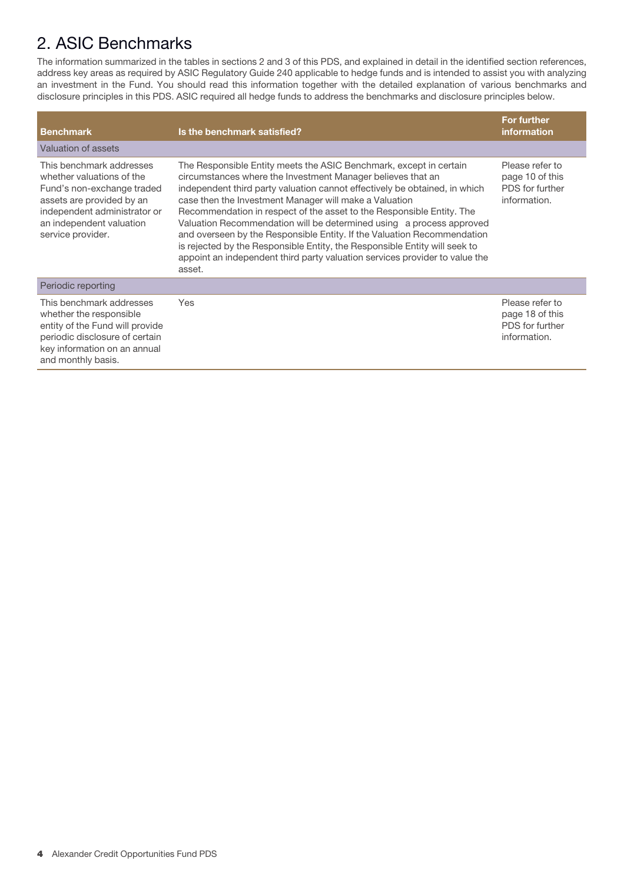# 2. ASIC Benchmarks

The information summarized in the tables in sections 2 and 3 of this PDS, and explained in detail in the identified section references, address key areas as required by ASIC Regulatory Guide 240 applicable to hedge funds and is intended to assist you with analyzing an investment in the Fund. You should read this information together with the detailed explanation of various benchmarks and disclosure principles in this PDS. ASIC required all hedge funds to address the benchmarks and disclosure principles below.

| Benchmark | Is the benchmark satisfied? | For further information |
|---|---|---|
| **Valuation of assets** | | |
| This benchmark addresses whether valuations of the Fund's non-exchange traded assets are provided by an independent administrator or an independent valuation service provider. | The Responsible Entity meets the ASIC Benchmark, except in certain circumstances where the Investment Manager believes that an independent third party valuation cannot effectively be obtained, in which case then the Investment Manager will make a Valuation Recommendation in respect of the asset to the Responsible Entity. The Valuation Recommendation will be determined using a process approved and overseen by the Responsible Entity. If the Valuation Recommendation is rejected by the Responsible Entity, the Responsible Entity will seek to appoint an independent third party valuation services provider to value the asset. | Please refer to page 10 of this PDS for further information. |
| **Periodic reporting** | | |
| This benchmark addresses whether the responsible entity of the Fund will provide periodic disclosure of certain key information on an annual and monthly basis. | Yes | Please refer to page 18 of this PDS for further information. |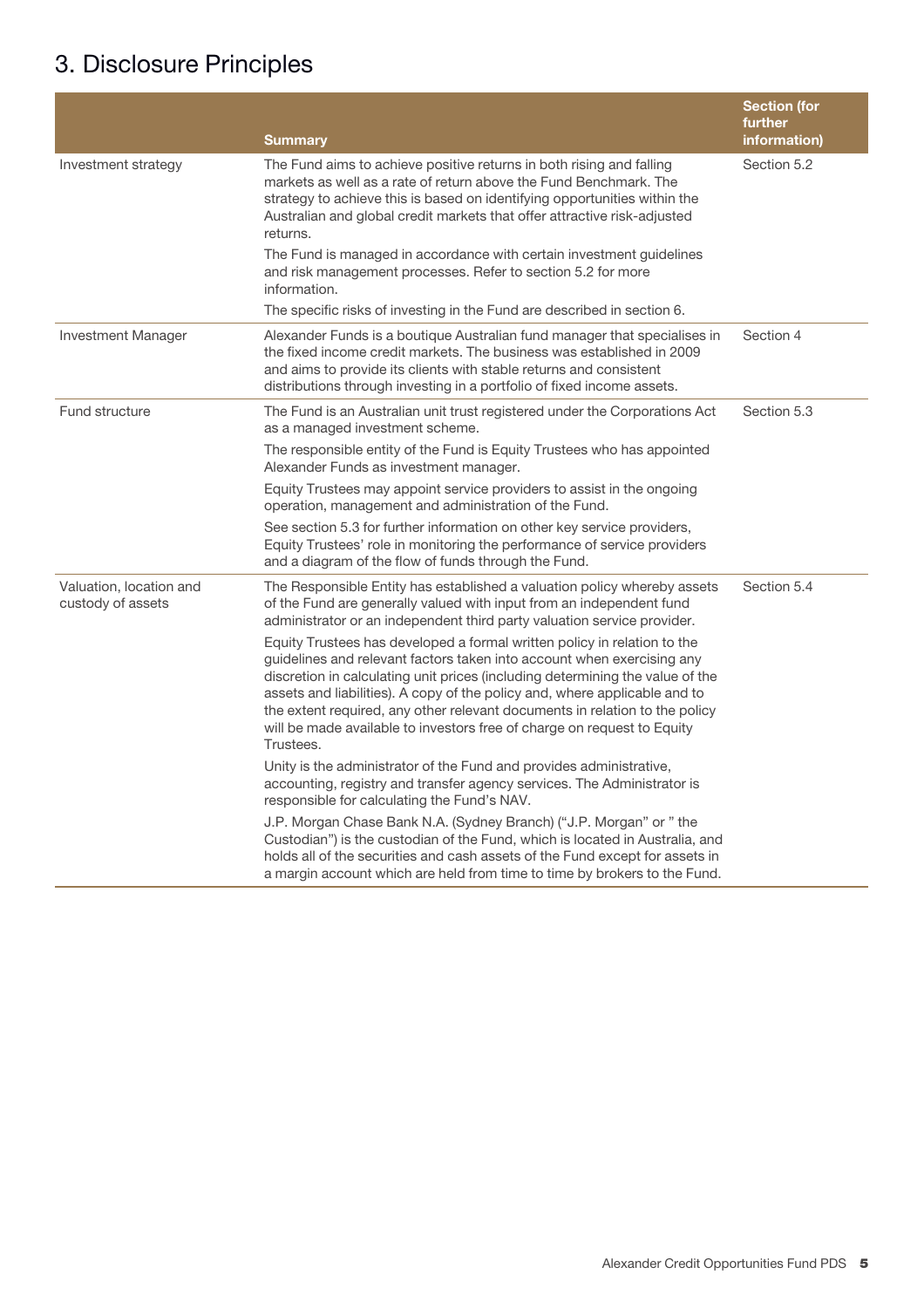# 3. Disclosure Principles

| | Summary | Section (for further information) |
|---|---|---|
| Investment strategy | The Fund aims to achieve positive returns in both rising and falling markets as well as a rate of return above the Fund Benchmark. The strategy to achieve this is based on identifying opportunities within the Australian and global credit markets that offer attractive risk-adjusted returns.<br><br>The Fund is managed in accordance with certain investment guidelines and risk management processes. Refer to section 5.2 for more information.<br><br>The specific risks of investing in the Fund are described in section 6. | Section 5.2 |
| Investment Manager | Alexander Funds is a boutique Australian fund manager that specialises in the fixed income credit markets. The business was established in 2009 and aims to provide its clients with stable returns and consistent distributions through investing in a portfolio of fixed income assets. | Section 4 |
| Fund structure | The Fund is an Australian unit trust registered under the Corporations Act as a managed investment scheme.<br><br>The responsible entity of the Fund is Equity Trustees who has appointed Alexander Funds as investment manager.<br><br>Equity Trustees may appoint service providers to assist in the ongoing operation, management and administration of the Fund.<br><br>See section 5.3 for further information on other key service providers, Equity Trustees' role in monitoring the performance of service providers and a diagram of the flow of funds through the Fund. | Section 5.3 |
| Valuation, location and custody of assets | The Responsible Entity has established a valuation policy whereby assets of the Fund are generally valued with input from an independent fund administrator or an independent third party valuation service provider.<br><br>Equity Trustees has developed a formal written policy in relation to the guidelines and relevant factors taken into account when exercising any discretion in calculating unit prices (including determining the value of the assets and liabilities). A copy of the policy and, where applicable and to the extent required, any other relevant documents in relation to the policy will be made available to investors free of charge on request to Equity Trustees.<br><br>Unity is the administrator of the Fund and provides administrative, accounting, registry and transfer agency services. The Administrator is responsible for calculating the Fund's NAV.<br><br>J.P. Morgan Chase Bank N.A. (Sydney Branch) ("J.P. Morgan" or " the Custodian") is the custodian of the Fund, which is located in Australia, and holds all of the securities and cash assets of the Fund except for assets in a margin account which are held from time to time by brokers to the Fund. | Section 5.4 |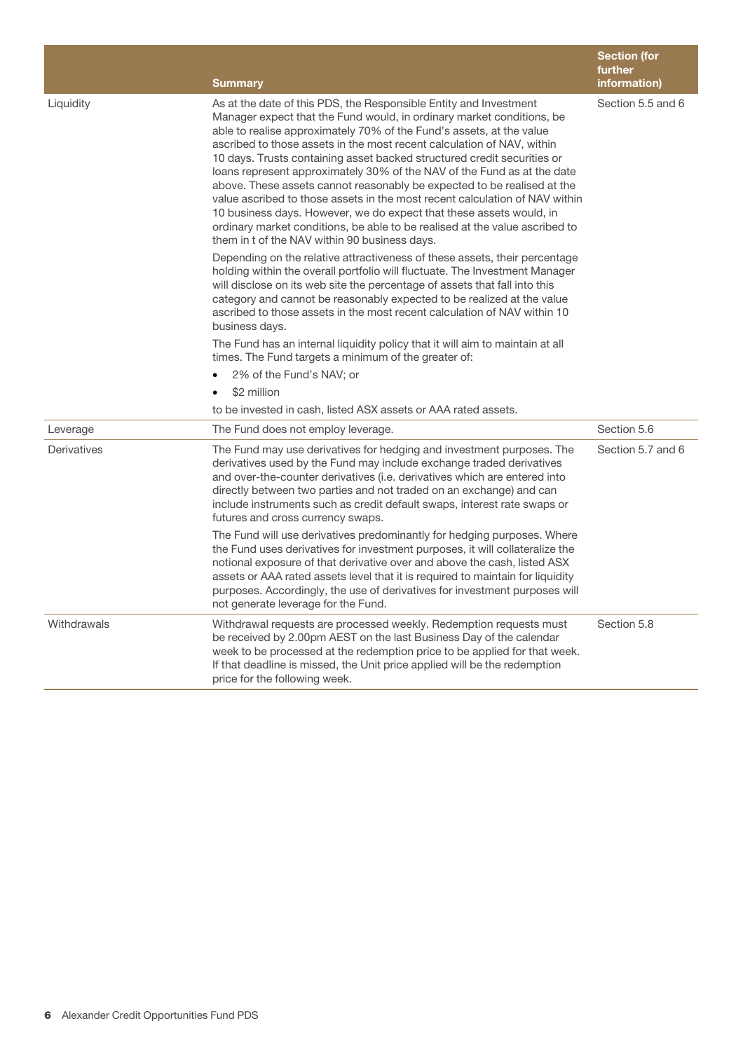| | Summary | Section (for further information) |
|---|---|---|
| Liquidity | As at the date of this PDS, the Responsible Entity and Investment Manager expect that the Fund would, in ordinary market conditions, be able to realise approximately 70% of the Fund's assets, at the value ascribed to those assets in the most recent calculation of NAV, within 10 days. Trusts containing asset backed structured credit securities or loans represent approximately 30% of the NAV of the Fund as at the date above. These assets cannot reasonably be expected to be realised at the value ascribed to those assets in the most recent calculation of NAV within 10 business days. However, we do expect that these assets would, in ordinary market conditions, be able to be realised at the value ascribed to them in t of the NAV within 90 business days.<br><br>Depending on the relative attractiveness of these assets, their percentage holding within the overall portfolio will fluctuate. The Investment Manager will disclose on its web site the percentage of assets that fall into this category and cannot be reasonably expected to be realized at the value ascribed to those assets in the most recent calculation of NAV within 10 business days.<br><br>The Fund has an internal liquidity policy that it will aim to maintain at all times. The Fund targets a minimum of the greater of:<br>• 2% of the Fund's NAV; or<br>• $2 million<br><br>to be invested in cash, listed ASX assets or AAA rated assets. | Section 5.5 and 6 |
| Leverage | The Fund does not employ leverage. | Section 5.6 |
| Derivatives | The Fund may use derivatives for hedging and investment purposes. The derivatives used by the Fund may include exchange traded derivatives and over-the-counter derivatives (i.e. derivatives which are entered into directly between two parties and not traded on an exchange) and can include instruments such as credit default swaps, interest rate swaps or futures and cross currency swaps.<br><br>The Fund will use derivatives predominantly for hedging purposes. Where the Fund uses derivatives for investment purposes, it will collateralize the notional exposure of that derivative over and above the cash, listed ASX assets or AAA rated assets level that it is required to maintain for liquidity purposes. Accordingly, the use of derivatives for investment purposes will not generate leverage for the Fund. | Section 5.7 and 6 |
| Withdrawals | Withdrawal requests are processed weekly. Redemption requests must be received by 2.00pm AEST on the last Business Day of the calendar week to be processed at the redemption price to be applied for that week. If that deadline is missed, the Unit price applied will be the redemption price for the following week. | Section 5.8 |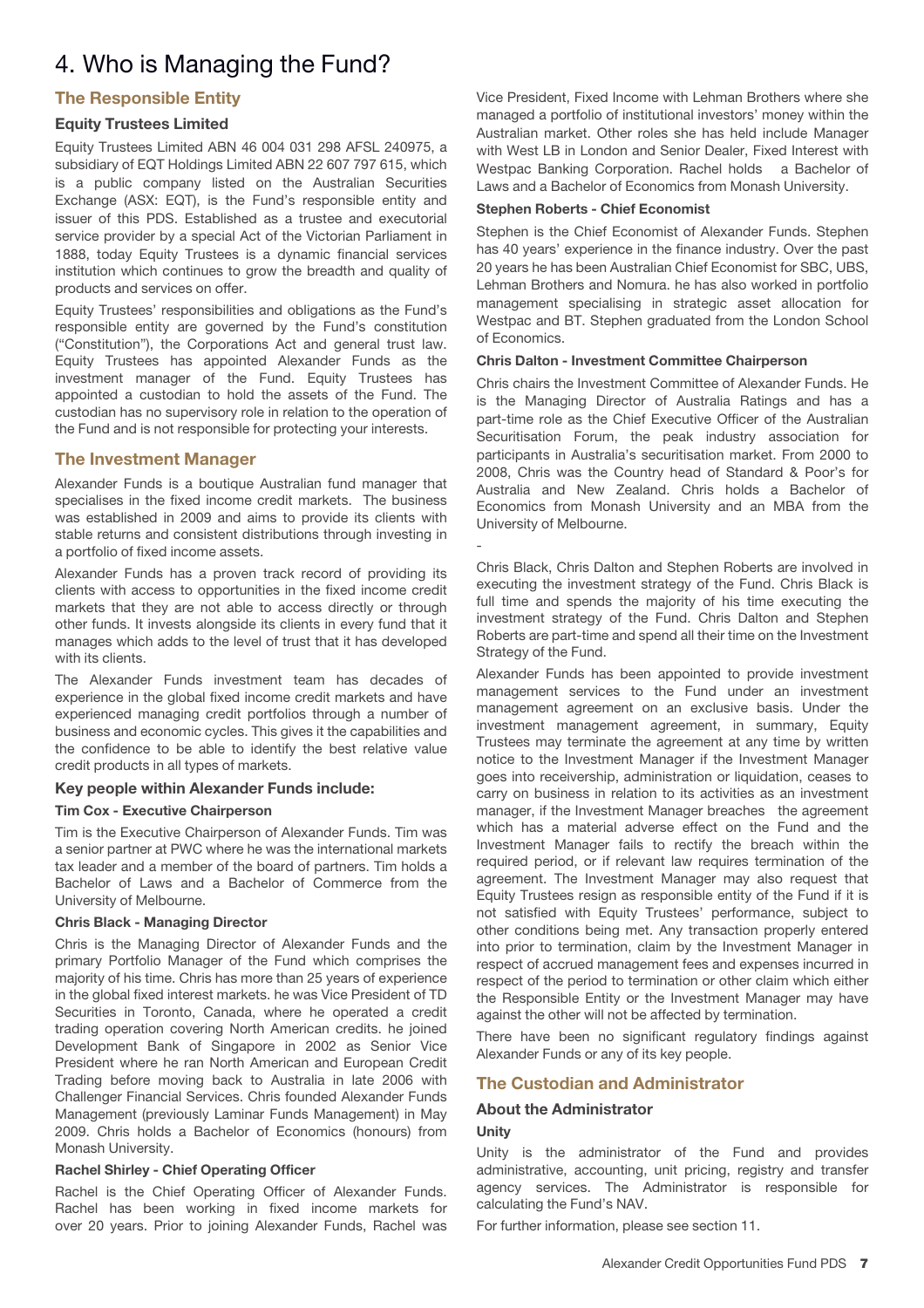# 4. Who is Managing the Fund?

## The Responsible Entity

### Equity Trustees Limited

Equity Trustees Limited ABN 46 004 031 298 AFSL 240975, a subsidiary of EQT Holdings Limited ABN 22 607 797 615, which is a public company listed on the Australian Securities Exchange (ASX: EQT), is the Fund's responsible entity and issuer of this PDS. Established as a trustee and executorial service provider by a special Act of the Victorian Parliament in 1888, today Equity Trustees is a dynamic financial services institution which continues to grow the breadth and quality of products and services on offer.

Equity Trustees' responsibilities and obligations as the Fund's responsible entity are governed by the Fund's constitution ("Constitution"), the Corporations Act and general trust law. Equity Trustees has appointed Alexander Funds as the investment manager of the Fund. Equity Trustees has appointed a custodian to hold the assets of the Fund. The custodian has no supervisory role in relation to the operation of the Fund and is not responsible for protecting your interests.

## The Investment Manager

Alexander Funds is a boutique Australian fund manager that specialises in the fixed income credit markets. The business was established in 2009 and aims to provide its clients with stable returns and consistent distributions through investing in a portfolio of fixed income assets.

Alexander Funds has a proven track record of providing its clients with access to opportunities in the fixed income credit markets that they are not able to access directly or through other funds. It invests alongside its clients in every fund that it manages which adds to the level of trust that it has developed with its clients.

The Alexander Funds investment team has decades of experience in the global fixed income credit markets and have experienced managing credit portfolios through a number of business and economic cycles. This gives it the capabilities and the confidence to be able to identify the best relative value credit products in all types of markets.

### Key people within Alexander Funds include:

**Tim Cox - Executive Chairperson**

Tim is the Executive Chairperson of Alexander Funds. Tim was a senior partner at PWC where he was the international markets tax leader and a member of the board of partners. Tim holds a Bachelor of Laws and a Bachelor of Commerce from the University of Melbourne.

**Chris Black - Managing Director**

Chris is the Managing Director of Alexander Funds and the primary Portfolio Manager of the Fund which comprises the majority of his time. Chris has more than 25 years of experience in the global fixed interest markets. he was Vice President of TD Securities in Toronto, Canada, where he operated a credit trading operation covering North American credits. he joined Development Bank of Singapore in 2002 as Senior Vice President where he ran North American and European Credit Trading before moving back to Australia in late 2006 with Challenger Financial Services. Chris founded Alexander Funds Management (previously Laminar Funds Management) in May 2009. Chris holds a Bachelor of Economics (honours) from Monash University.

**Rachel Shirley - Chief Operating Officer**

Rachel is the Chief Operating Officer of Alexander Funds. Rachel has been working in fixed income markets for over 20 years. Prior to joining Alexander Funds, Rachel was Vice President, Fixed Income with Lehman Brothers where she managed a portfolio of institutional investors' money within the Australian market. Other roles she has held include Manager with West LB in London and Senior Dealer, Fixed Interest with Westpac Banking Corporation. Rachel holds a Bachelor of Laws and a Bachelor of Economics from Monash University.

**Stephen Roberts - Chief Economist**

Stephen is the Chief Economist of Alexander Funds. Stephen has 40 years' experience in the finance industry. Over the past 20 years he has been Australian Chief Economist for SBC, UBS, Lehman Brothers and Nomura. he has also worked in portfolio management specialising in strategic asset allocation for Westpac and BT. Stephen graduated from the London School of Economics.

**Chris Dalton - Investment Committee Chairperson**

Chris chairs the Investment Committee of Alexander Funds. He is the Managing Director of Australia Ratings and has a part-time role as the Chief Executive Officer of the Australian Securitisation Forum, the peak industry association for participants in Australia's securitisation market. From 2000 to 2008, Chris was the Country head of Standard & Poor's for Australia and New Zealand. Chris holds a Bachelor of Economics from Monash University and an MBA from the University of Melbourne.

-

Chris Black, Chris Dalton and Stephen Roberts are involved in executing the investment strategy of the Fund. Chris Black is full time and spends the majority of his time executing the investment strategy of the Fund. Chris Dalton and Stephen Roberts are part-time and spend all their time on the Investment Strategy of the Fund.

Alexander Funds has been appointed to provide investment management services to the Fund under an investment management agreement on an exclusive basis. Under the investment management agreement, in summary, Equity Trustees may terminate the agreement at any time by written notice to the Investment Manager if the Investment Manager goes into receivership, administration or liquidation, ceases to carry on business in relation to its activities as an investment manager, if the Investment Manager breaches the agreement which has a material adverse effect on the Fund and the Investment Manager fails to rectify the breach within the required period, or if relevant law requires termination of the agreement. The Investment Manager may also request that Equity Trustees resign as responsible entity of the Fund if it is not satisfied with Equity Trustees' performance, subject to other conditions being met. Any transaction properly entered into prior to termination, claim by the Investment Manager in respect of accrued management fees and expenses incurred in respect of the period to termination or other claim which either the Responsible Entity or the Investment Manager may have against the other will not be affected by termination.

There have been no significant regulatory findings against Alexander Funds or any of its key people.

## The Custodian and Administrator

### About the Administrator

**Unity**

Unity is the administrator of the Fund and provides administrative, accounting, unit pricing, registry and transfer agency services. The Administrator is responsible for calculating the Fund's NAV.

For further information, please see section 11.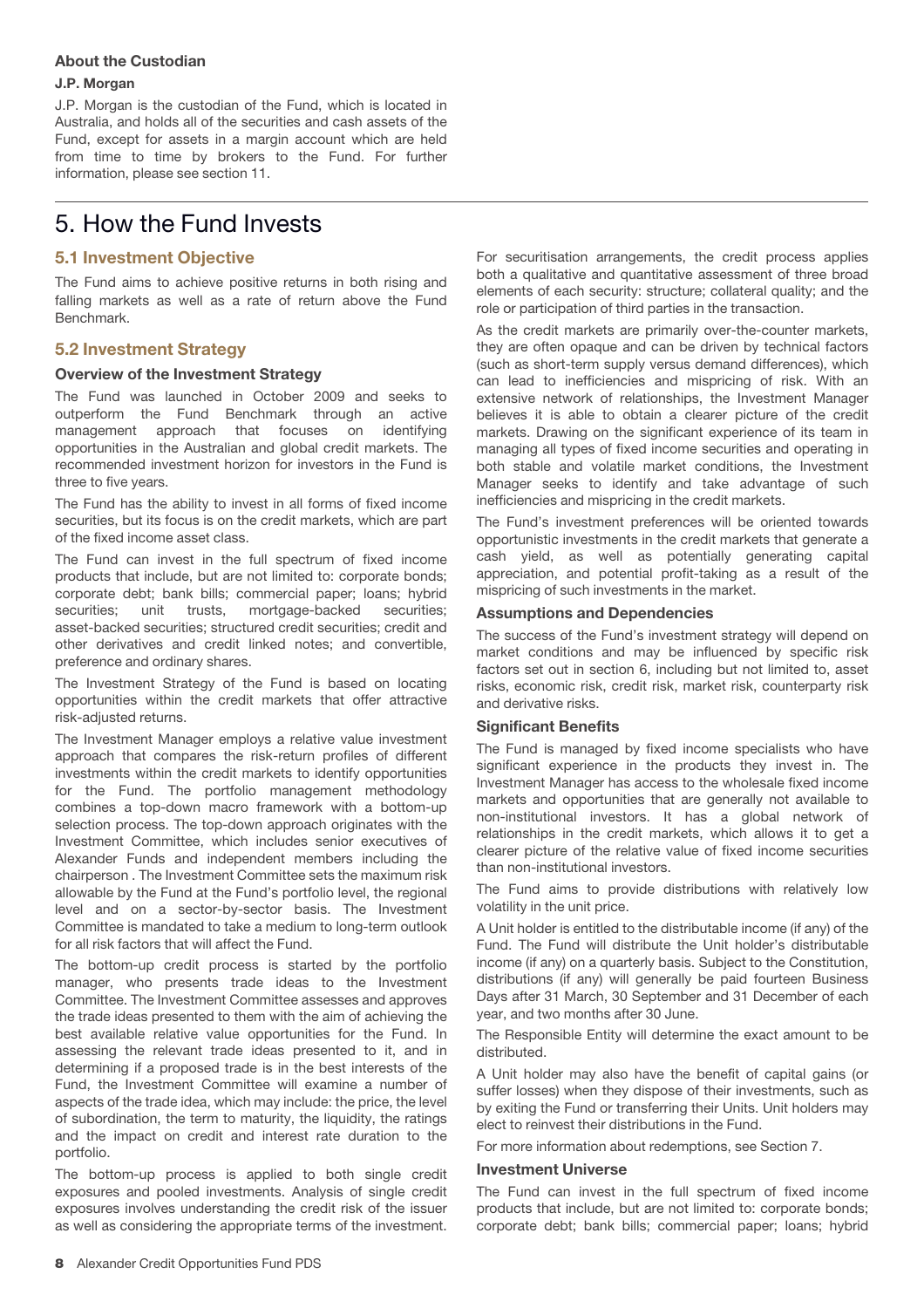### About the Custodian

#### J.P. Morgan

J.P. Morgan is the custodian of the Fund, which is located in Australia, and holds all of the securities and cash assets of the Fund, except for assets in a margin account which are held from time to time by brokers to the Fund. For further information, please see section 11.

# 5. How the Fund Invests

## 5.1 Investment Objective

The Fund aims to achieve positive returns in both rising and falling markets as well as a rate of return above the Fund Benchmark.

## 5.2 Investment Strategy

### Overview of the Investment Strategy

The Fund was launched in October 2009 and seeks to outperform the Fund Benchmark through an active management approach that focuses on identifying opportunities in the Australian and global credit markets. The recommended investment horizon for investors in the Fund is three to five years.

The Fund has the ability to invest in all forms of fixed income securities, but its focus is on the credit markets, which are part of the fixed income asset class.

The Fund can invest in the full spectrum of fixed income products that include, but are not limited to: corporate bonds; corporate debt; bank bills; commercial paper; loans; hybrid securities; unit trusts, mortgage-backed securities; asset-backed securities; structured credit securities; credit and other derivatives and credit linked notes; and convertible, preference and ordinary shares.

The Investment Strategy of the Fund is based on locating opportunities within the credit markets that offer attractive risk-adjusted returns.

The Investment Manager employs a relative value investment approach that compares the risk-return profiles of different investments within the credit markets to identify opportunities for the Fund. The portfolio management methodology combines a top-down macro framework with a bottom-up selection process. The top-down approach originates with the Investment Committee, which includes senior executives of Alexander Funds and independent members including the chairperson . The Investment Committee sets the maximum risk allowable by the Fund at the Fund's portfolio level, the regional level and on a sector-by-sector basis. The Investment Committee is mandated to take a medium to long-term outlook for all risk factors that will affect the Fund.

The bottom-up credit process is started by the portfolio manager, who presents trade ideas to the Investment Committee. The Investment Committee assesses and approves the trade ideas presented to them with the aim of achieving the best available relative value opportunities for the Fund. In assessing the relevant trade ideas presented to it, and in determining if a proposed trade is in the best interests of the Fund, the Investment Committee will examine a number of aspects of the trade idea, which may include: the price, the level of subordination, the term to maturity, the liquidity, the ratings and the impact on credit and interest rate duration to the portfolio.

The bottom-up process is applied to both single credit exposures and pooled investments. Analysis of single credit exposures involves understanding the credit risk of the issuer as well as considering the appropriate terms of the investment. For securitisation arrangements, the credit process applies both a qualitative and quantitative assessment of three broad elements of each security: structure; collateral quality; and the role or participation of third parties in the transaction.

As the credit markets are primarily over-the-counter markets, they are often opaque and can be driven by technical factors (such as short-term supply versus demand differences), which can lead to inefficiencies and mispricing of risk. With an extensive network of relationships, the Investment Manager believes it is able to obtain a clearer picture of the credit markets. Drawing on the significant experience of its team in managing all types of fixed income securities and operating in both stable and volatile market conditions, the Investment Manager seeks to identify and take advantage of such inefficiencies and mispricing in the credit markets.

The Fund's investment preferences will be oriented towards opportunistic investments in the credit markets that generate a cash yield, as well as potentially generating capital appreciation, and potential profit-taking as a result of the mispricing of such investments in the market.

### Assumptions and Dependencies

The success of the Fund's investment strategy will depend on market conditions and may be influenced by specific risk factors set out in section 6, including but not limited to, asset risks, economic risk, credit risk, market risk, counterparty risk and derivative risks.

### Significant Benefits

The Fund is managed by fixed income specialists who have significant experience in the products they invest in. The Investment Manager has access to the wholesale fixed income markets and opportunities that are generally not available to non-institutional investors. It has a global network of relationships in the credit markets, which allows it to get a clearer picture of the relative value of fixed income securities than non-institutional investors.

The Fund aims to provide distributions with relatively low volatility in the unit price.

A Unit holder is entitled to the distributable income (if any) of the Fund. The Fund will distribute the Unit holder's distributable income (if any) on a quarterly basis. Subject to the Constitution, distributions (if any) will generally be paid fourteen Business Days after 31 March, 30 September and 31 December of each year, and two months after 30 June.

The Responsible Entity will determine the exact amount to be distributed.

A Unit holder may also have the benefit of capital gains (or suffer losses) when they dispose of their investments, such as by exiting the Fund or transferring their Units. Unit holders may elect to reinvest their distributions in the Fund.

For more information about redemptions, see Section 7.

### Investment Universe

The Fund can invest in the full spectrum of fixed income products that include, but are not limited to: corporate bonds; corporate debt; bank bills; commercial paper; loans; hybrid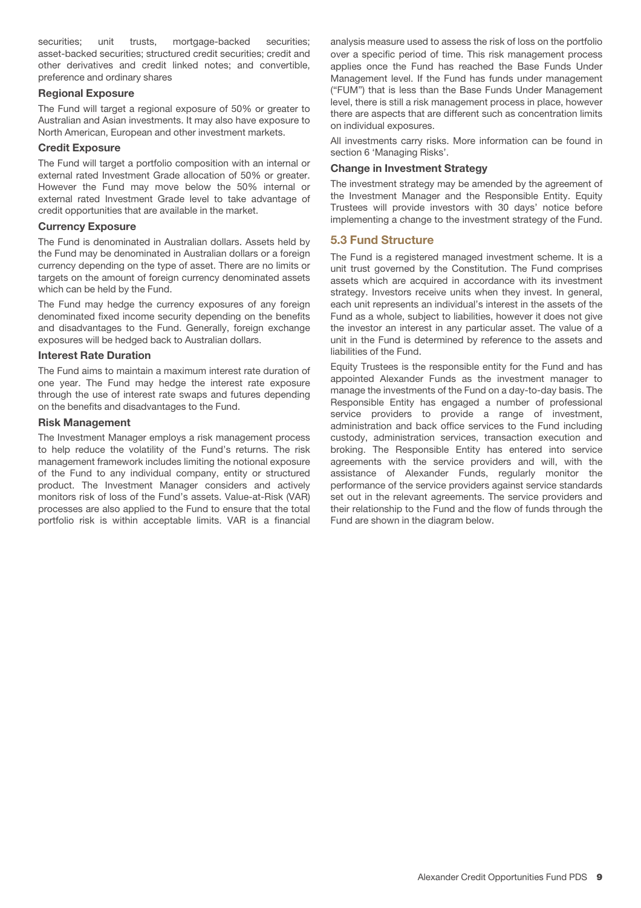securities; unit trusts, mortgage-backed securities; asset-backed securities; structured credit securities; credit and other derivatives and credit linked notes; and convertible, preference and ordinary shares

### Regional Exposure

The Fund will target a regional exposure of 50% or greater to Australian and Asian investments. It may also have exposure to North American, European and other investment markets.

### Credit Exposure

The Fund will target a portfolio composition with an internal or external rated Investment Grade allocation of 50% or greater. However the Fund may move below the 50% internal or external rated Investment Grade level to take advantage of credit opportunities that are available in the market.

### Currency Exposure

The Fund is denominated in Australian dollars. Assets held by the Fund may be denominated in Australian dollars or a foreign currency depending on the type of asset. There are no limits or targets on the amount of foreign currency denominated assets which can be held by the Fund.

The Fund may hedge the currency exposures of any foreign denominated fixed income security depending on the benefits and disadvantages to the Fund. Generally, foreign exchange exposures will be hedged back to Australian dollars.

### Interest Rate Duration

The Fund aims to maintain a maximum interest rate duration of one year. The Fund may hedge the interest rate exposure through the use of interest rate swaps and futures depending on the benefits and disadvantages to the Fund.

### Risk Management

The Investment Manager employs a risk management process to help reduce the volatility of the Fund's returns. The risk management framework includes limiting the notional exposure of the Fund to any individual company, entity or structured product. The Investment Manager considers and actively monitors risk of loss of the Fund's assets. Value-at-Risk (VAR) processes are also applied to the Fund to ensure that the total portfolio risk is within acceptable limits. VAR is a financial analysis measure used to assess the risk of loss on the portfolio over a specific period of time. This risk management process applies once the Fund has reached the Base Funds Under Management level. If the Fund has funds under management ("FUM") that is less than the Base Funds Under Management level, there is still a risk management process in place, however there are aspects that are different such as concentration limits on individual exposures.

All investments carry risks. More information can be found in section 6 'Managing Risks'.

### Change in Investment Strategy

The investment strategy may be amended by the agreement of the Investment Manager and the Responsible Entity. Equity Trustees will provide investors with 30 days' notice before implementing a change to the investment strategy of the Fund.

## 5.3 Fund Structure

The Fund is a registered managed investment scheme. It is a unit trust governed by the Constitution. The Fund comprises assets which are acquired in accordance with its investment strategy. Investors receive units when they invest. In general, each unit represents an individual's interest in the assets of the Fund as a whole, subject to liabilities, however it does not give the investor an interest in any particular asset. The value of a unit in the Fund is determined by reference to the assets and liabilities of the Fund.

Equity Trustees is the responsible entity for the Fund and has appointed Alexander Funds as the investment manager to manage the investments of the Fund on a day-to-day basis. The Responsible Entity has engaged a number of professional service providers to provide a range of investment, administration and back office services to the Fund including custody, administration services, transaction execution and broking. The Responsible Entity has entered into service agreements with the service providers and will, with the assistance of Alexander Funds, regularly monitor the performance of the service providers against service standards set out in the relevant agreements. The service providers and their relationship to the Fund and the flow of funds through the Fund are shown in the diagram below.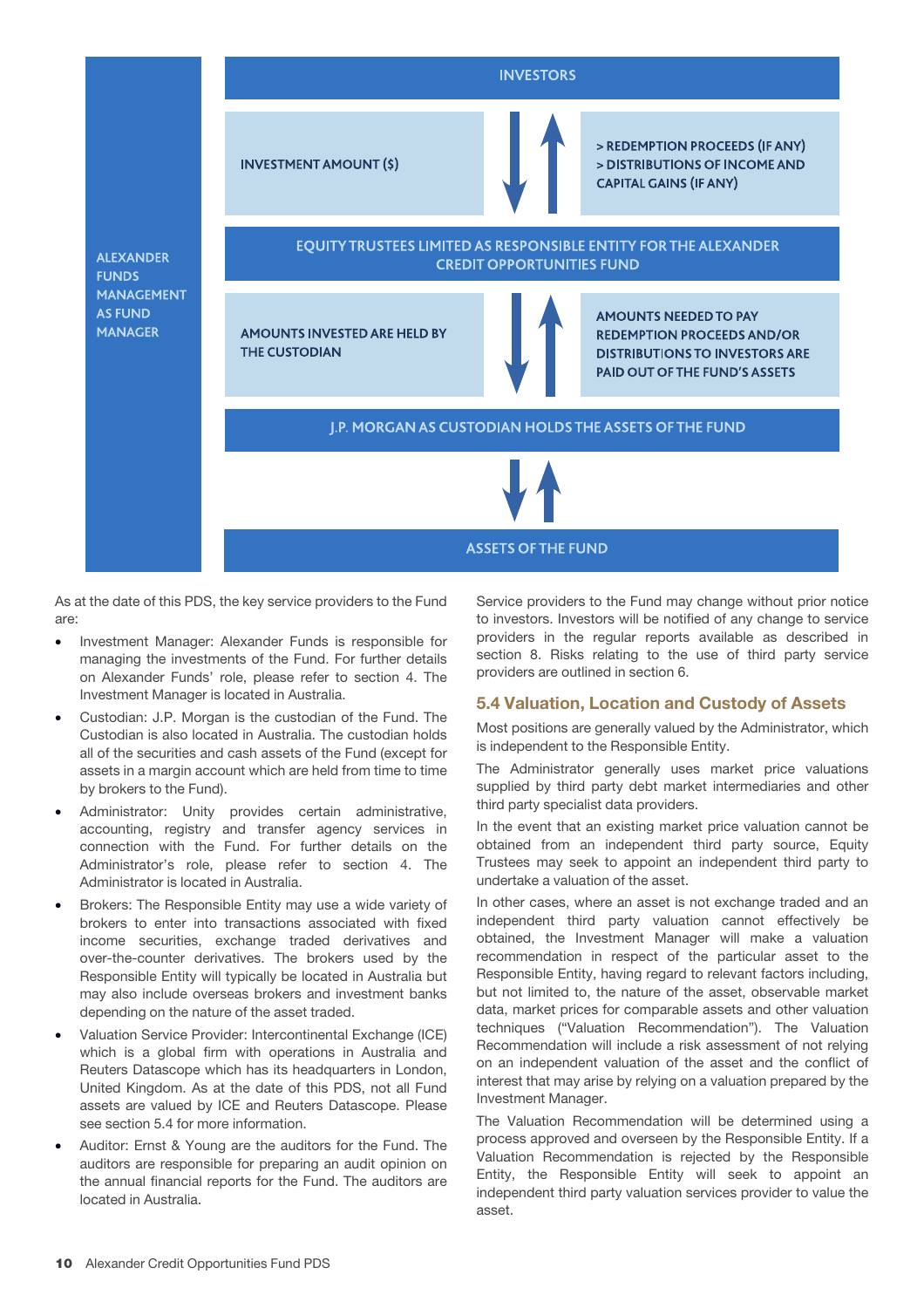ALEXANDER FUNDS MANAGEMENT AS FUND MANAGER

INVESTORS

INVESTMENT AMOUNT ($)

> REDEMPTION PROCEEDS (IF ANY)
> DISTRIBUTIONS OF INCOME AND CAPITAL GAINS (IF ANY)

EQUITY TRUSTEES LIMITED AS RESPONSIBLE ENTITY FOR THE ALEXANDER CREDIT OPPORTUNITIES FUND

AMOUNTS INVESTED ARE HELD BY THE CUSTODIAN

AMOUNTS NEEDED TO PAY REDEMPTION PROCEEDS AND/OR DISTRIBUTIONS TO INVESTORS ARE PAID OUT OF THE FUND'S ASSETS

J.P. MORGAN AS CUSTODIAN HOLDS THE ASSETS OF THE FUND

ASSETS OF THE FUND

As at the date of this PDS, the key service providers to the Fund are:

- Investment Manager: Alexander Funds is responsible for managing the investments of the Fund. For further details on Alexander Funds' role, please refer to section 4. The Investment Manager is located in Australia.
- Custodian: J.P. Morgan is the custodian of the Fund. The Custodian is also located in Australia. The custodian holds all of the securities and cash assets of the Fund (except for assets in a margin account which are held from time to time by brokers to the Fund).
- Administrator: Unity provides certain administrative, accounting, registry and transfer agency services in connection with the Fund. For further details on the Administrator's role, please refer to section 4. The Administrator is located in Australia.
- Brokers: The Responsible Entity may use a wide variety of brokers to enter into transactions associated with fixed income securities, exchange traded derivatives and over-the-counter derivatives. The brokers used by the Responsible Entity will typically be located in Australia but may also include overseas brokers and investment banks depending on the nature of the asset traded.
- Valuation Service Provider: Intercontinental Exchange (ICE) which is a global firm with operations in Australia and Reuters Datascope which has its headquarters in London, United Kingdom. As at the date of this PDS, not all Fund assets are valued by ICE and Reuters Datascope. Please see section 5.4 for more information.
- Auditor: Ernst & Young are the auditors for the Fund. The auditors are responsible for preparing an audit opinion on the annual financial reports for the Fund. The auditors are located in Australia.

Service providers to the Fund may change without prior notice to investors. Investors will be notified of any change to service providers in the regular reports available as described in section 8. Risks relating to the use of third party service providers are outlined in section 6.

## 5.4 Valuation, Location and Custody of Assets

Most positions are generally valued by the Administrator, which is independent to the Responsible Entity.

The Administrator generally uses market price valuations supplied by third party debt market intermediaries and other third party specialist data providers.

In the event that an existing market price valuation cannot be obtained from an independent third party source, Equity Trustees may seek to appoint an independent third party to undertake a valuation of the asset.

In other cases, where an asset is not exchange traded and an independent third party valuation cannot effectively be obtained, the Investment Manager will make a valuation recommendation in respect of the particular asset to the Responsible Entity, having regard to relevant factors including, but not limited to, the nature of the asset, observable market data, market prices for comparable assets and other valuation techniques ("Valuation Recommendation"). The Valuation Recommendation will include a risk assessment of not relying on an independent valuation of the asset and the conflict of interest that may arise by relying on a valuation prepared by the Investment Manager.

The Valuation Recommendation will be determined using a process approved and overseen by the Responsible Entity. If a Valuation Recommendation is rejected by the Responsible Entity, the Responsible Entity will seek to appoint an independent third party valuation services provider to value the asset.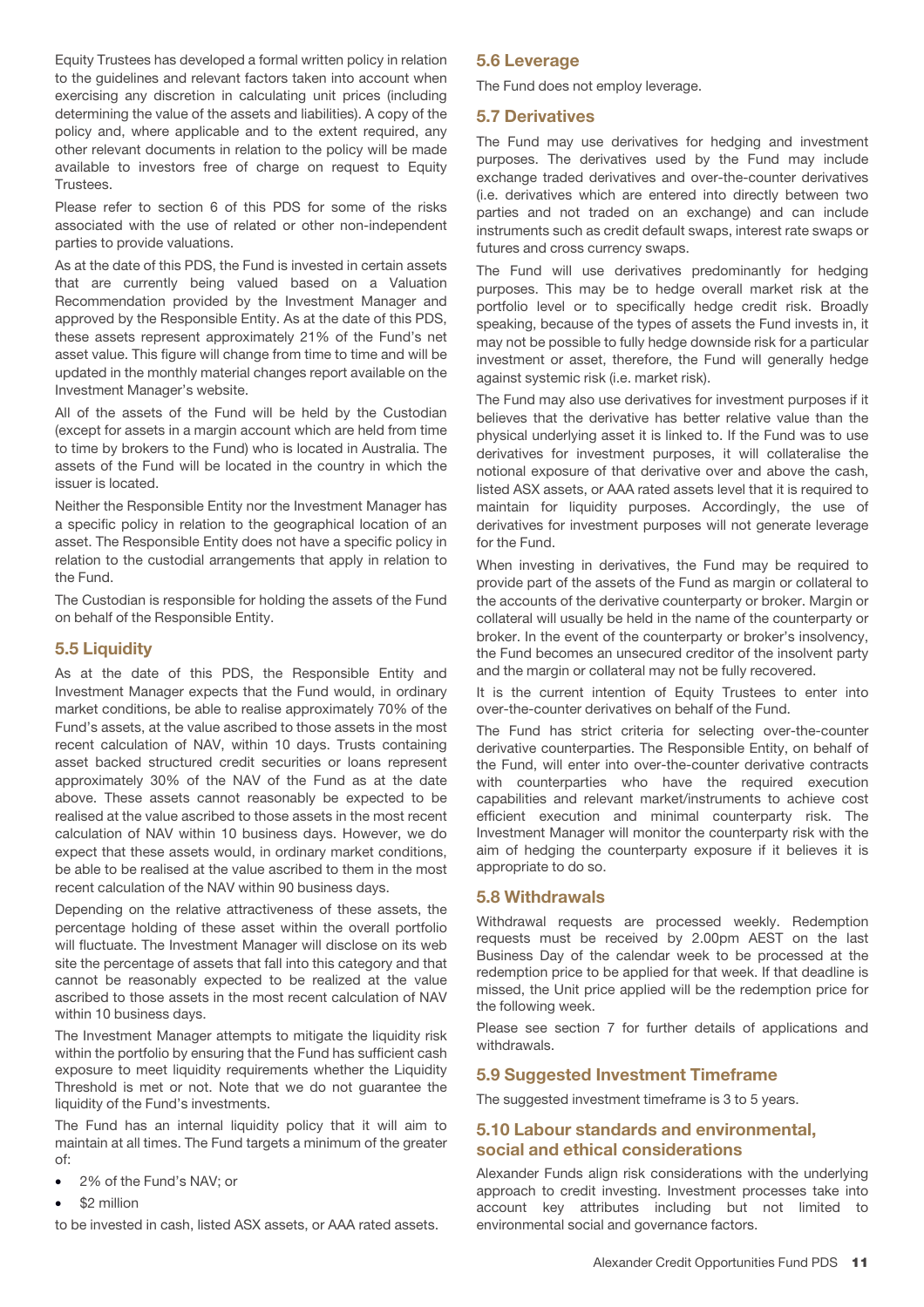Equity Trustees has developed a formal written policy in relation to the guidelines and relevant factors taken into account when exercising any discretion in calculating unit prices (including determining the value of the assets and liabilities). A copy of the policy and, where applicable and to the extent required, any other relevant documents in relation to the policy will be made available to investors free of charge on request to Equity Trustees.

Please refer to section 6 of this PDS for some of the risks associated with the use of related or other non-independent parties to provide valuations.

As at the date of this PDS, the Fund is invested in certain assets that are currently being valued based on a Valuation Recommendation provided by the Investment Manager and approved by the Responsible Entity. As at the date of this PDS, these assets represent approximately 21% of the Fund's net asset value. This figure will change from time to time and will be updated in the monthly material changes report available on the Investment Manager's website.

All of the assets of the Fund will be held by the Custodian (except for assets in a margin account which are held from time to time by brokers to the Fund) who is located in Australia. The assets of the Fund will be located in the country in which the issuer is located.

Neither the Responsible Entity nor the Investment Manager has a specific policy in relation to the geographical location of an asset. The Responsible Entity does not have a specific policy in relation to the custodial arrangements that apply in relation to the Fund.

The Custodian is responsible for holding the assets of the Fund on behalf of the Responsible Entity.

## 5.5 Liquidity

As at the date of this PDS, the Responsible Entity and Investment Manager expects that the Fund would, in ordinary market conditions, be able to realise approximately 70% of the Fund's assets, at the value ascribed to those assets in the most recent calculation of NAV, within 10 days. Trusts containing asset backed structured credit securities or loans represent approximately 30% of the NAV of the Fund as at the date above. These assets cannot reasonably be expected to be realised at the value ascribed to those assets in the most recent calculation of NAV within 10 business days. However, we do expect that these assets would, in ordinary market conditions, be able to be realised at the value ascribed to them in the most recent calculation of the NAV within 90 business days.

Depending on the relative attractiveness of these assets, the percentage holding of these asset within the overall portfolio will fluctuate. The Investment Manager will disclose on its web site the percentage of assets that fall into this category and that cannot be reasonably expected to be realized at the value ascribed to those assets in the most recent calculation of NAV within 10 business days.

The Investment Manager attempts to mitigate the liquidity risk within the portfolio by ensuring that the Fund has sufficient cash exposure to meet liquidity requirements whether the Liquidity Threshold is met or not. Note that we do not guarantee the liquidity of the Fund's investments.

The Fund has an internal liquidity policy that it will aim to maintain at all times. The Fund targets a minimum of the greater of:

- 2% of the Fund's NAV; or
- $2 million

to be invested in cash, listed ASX assets, or AAA rated assets.

## 5.6 Leverage

The Fund does not employ leverage.

## 5.7 Derivatives

The Fund may use derivatives for hedging and investment purposes. The derivatives used by the Fund may include exchange traded derivatives and over-the-counter derivatives (i.e. derivatives which are entered into directly between two parties and not traded on an exchange) and can include instruments such as credit default swaps, interest rate swaps or futures and cross currency swaps.

The Fund will use derivatives predominantly for hedging purposes. This may be to hedge overall market risk at the portfolio level or to specifically hedge credit risk. Broadly speaking, because of the types of assets the Fund invests in, it may not be possible to fully hedge downside risk for a particular investment or asset, therefore, the Fund will generally hedge against systemic risk (i.e. market risk).

The Fund may also use derivatives for investment purposes if it believes that the derivative has better relative value than the physical underlying asset it is linked to. If the Fund was to use derivatives for investment purposes, it will collateralise the notional exposure of that derivative over and above the cash, listed ASX assets, or AAA rated assets level that it is required to maintain for liquidity purposes. Accordingly, the use of derivatives for investment purposes will not generate leverage for the Fund.

When investing in derivatives, the Fund may be required to provide part of the assets of the Fund as margin or collateral to the accounts of the derivative counterparty or broker. Margin or collateral will usually be held in the name of the counterparty or broker. In the event of the counterparty or broker's insolvency, the Fund becomes an unsecured creditor of the insolvent party and the margin or collateral may not be fully recovered.

It is the current intention of Equity Trustees to enter into over-the-counter derivatives on behalf of the Fund.

The Fund has strict criteria for selecting over-the-counter derivative counterparties. The Responsible Entity, on behalf of the Fund, will enter into over-the-counter derivative contracts with counterparties who have the required execution capabilities and relevant market/instruments to achieve cost efficient execution and minimal counterparty risk. The Investment Manager will monitor the counterparty risk with the aim of hedging the counterparty exposure if it believes it is appropriate to do so.

## 5.8 Withdrawals

Withdrawal requests are processed weekly. Redemption requests must be received by 2.00pm AEST on the last Business Day of the calendar week to be processed at the redemption price to be applied for that week. If that deadline is missed, the Unit price applied will be the redemption price for the following week.

Please see section 7 for further details of applications and withdrawals.

## 5.9 Suggested Investment Timeframe

The suggested investment timeframe is 3 to 5 years.

## 5.10 Labour standards and environmental, social and ethical considerations

Alexander Funds align risk considerations with the underlying approach to credit investing. Investment processes take into account key attributes including but not limited to environmental social and governance factors.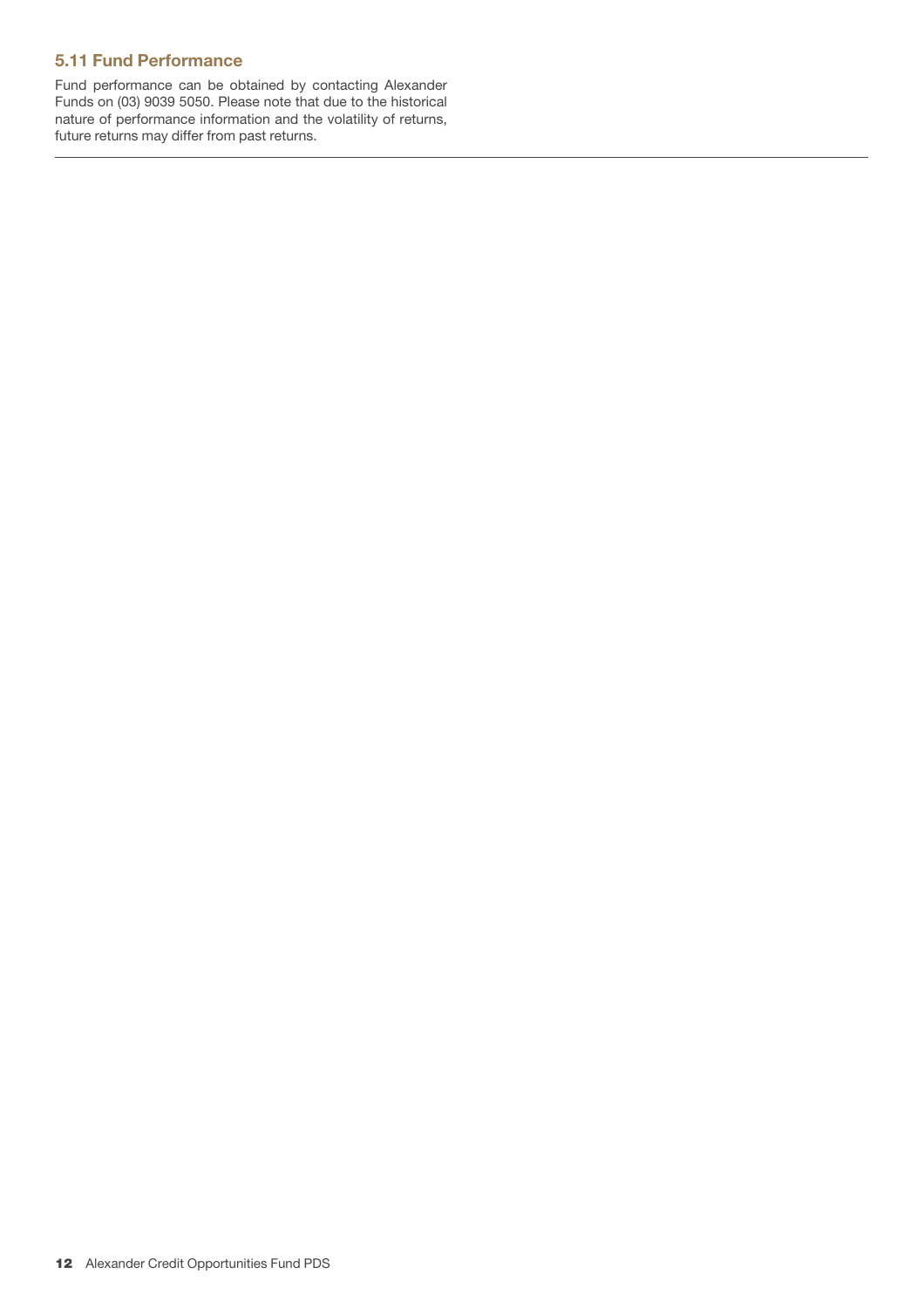### 5.11 Fund Performance

Fund performance can be obtained by contacting Alexander Funds on (03) 9039 5050. Please note that due to the historical nature of performance information and the volatility of returns, future returns may differ from past returns.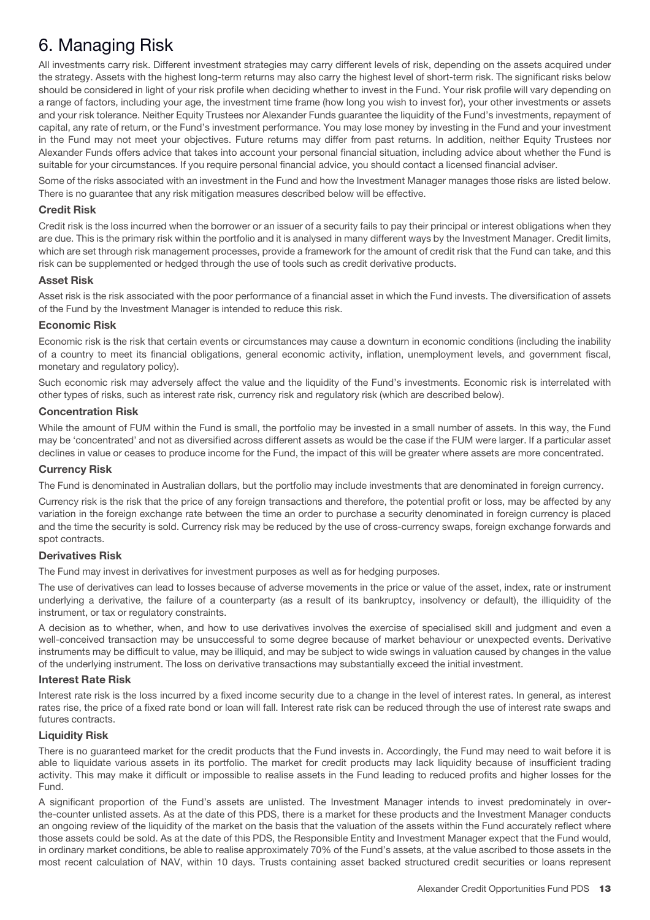# 6. Managing Risk

All investments carry risk. Different investment strategies may carry different levels of risk, depending on the assets acquired under the strategy. Assets with the highest long-term returns may also carry the highest level of short-term risk. The significant risks below should be considered in light of your risk profile when deciding whether to invest in the Fund. Your risk profile will vary depending on a range of factors, including your age, the investment time frame (how long you wish to invest for), your other investments or assets and your risk tolerance. Neither Equity Trustees nor Alexander Funds guarantee the liquidity of the Fund's investments, repayment of capital, any rate of return, or the Fund's investment performance. You may lose money by investing in the Fund and your investment in the Fund may not meet your objectives. Future returns may differ from past returns. In addition, neither Equity Trustees nor Alexander Funds offers advice that takes into account your personal financial situation, including advice about whether the Fund is suitable for your circumstances. If you require personal financial advice, you should contact a licensed financial adviser.

Some of the risks associated with an investment in the Fund and how the Investment Manager manages those risks are listed below. There is no guarantee that any risk mitigation measures described below will be effective.

### Credit Risk

Credit risk is the loss incurred when the borrower or an issuer of a security fails to pay their principal or interest obligations when they are due. This is the primary risk within the portfolio and it is analysed in many different ways by the Investment Manager. Credit limits, which are set through risk management processes, provide a framework for the amount of credit risk that the Fund can take, and this risk can be supplemented or hedged through the use of tools such as credit derivative products.

### Asset Risk

Asset risk is the risk associated with the poor performance of a financial asset in which the Fund invests. The diversification of assets of the Fund by the Investment Manager is intended to reduce this risk.

### Economic Risk

Economic risk is the risk that certain events or circumstances may cause a downturn in economic conditions (including the inability of a country to meet its financial obligations, general economic activity, inflation, unemployment levels, and government fiscal, monetary and regulatory policy).

Such economic risk may adversely affect the value and the liquidity of the Fund's investments. Economic risk is interrelated with other types of risks, such as interest rate risk, currency risk and regulatory risk (which are described below).

### Concentration Risk

While the amount of FUM within the Fund is small, the portfolio may be invested in a small number of assets. In this way, the Fund may be 'concentrated' and not as diversified across different assets as would be the case if the FUM were larger. If a particular asset declines in value or ceases to produce income for the Fund, the impact of this will be greater where assets are more concentrated.

### Currency Risk

The Fund is denominated in Australian dollars, but the portfolio may include investments that are denominated in foreign currency.

Currency risk is the risk that the price of any foreign transactions and therefore, the potential profit or loss, may be affected by any variation in the foreign exchange rate between the time an order to purchase a security denominated in foreign currency is placed and the time the security is sold. Currency risk may be reduced by the use of cross-currency swaps, foreign exchange forwards and spot contracts.

### Derivatives Risk

The Fund may invest in derivatives for investment purposes as well as for hedging purposes.

The use of derivatives can lead to losses because of adverse movements in the price or value of the asset, index, rate or instrument underlying a derivative, the failure of a counterparty (as a result of its bankruptcy, insolvency or default), the illiquidity of the instrument, or tax or regulatory constraints.

A decision as to whether, when, and how to use derivatives involves the exercise of specialised skill and judgment and even a well-conceived transaction may be unsuccessful to some degree because of market behaviour or unexpected events. Derivative instruments may be difficult to value, may be illiquid, and may be subject to wide swings in valuation caused by changes in the value of the underlying instrument. The loss on derivative transactions may substantially exceed the initial investment.

### Interest Rate Risk

Interest rate risk is the loss incurred by a fixed income security due to a change in the level of interest rates. In general, as interest rates rise, the price of a fixed rate bond or loan will fall. Interest rate risk can be reduced through the use of interest rate swaps and futures contracts.

### Liquidity Risk

There is no guaranteed market for the credit products that the Fund invests in. Accordingly, the Fund may need to wait before it is able to liquidate various assets in its portfolio. The market for credit products may lack liquidity because of insufficient trading activity. This may make it difficult or impossible to realise assets in the Fund leading to reduced profits and higher losses for the Fund.

A significant proportion of the Fund's assets are unlisted. The Investment Manager intends to invest predominately in over-the-counter unlisted assets. As at the date of this PDS, there is a market for these products and the Investment Manager conducts an ongoing review of the liquidity of the market on the basis that the valuation of the assets within the Fund accurately reflect where those assets could be sold. As at the date of this PDS, the Responsible Entity and Investment Manager expect that the Fund would, in ordinary market conditions, be able to realise approximately 70% of the Fund's assets, at the value ascribed to those assets in the most recent calculation of NAV, within 10 days. Trusts containing asset backed structured credit securities or loans represent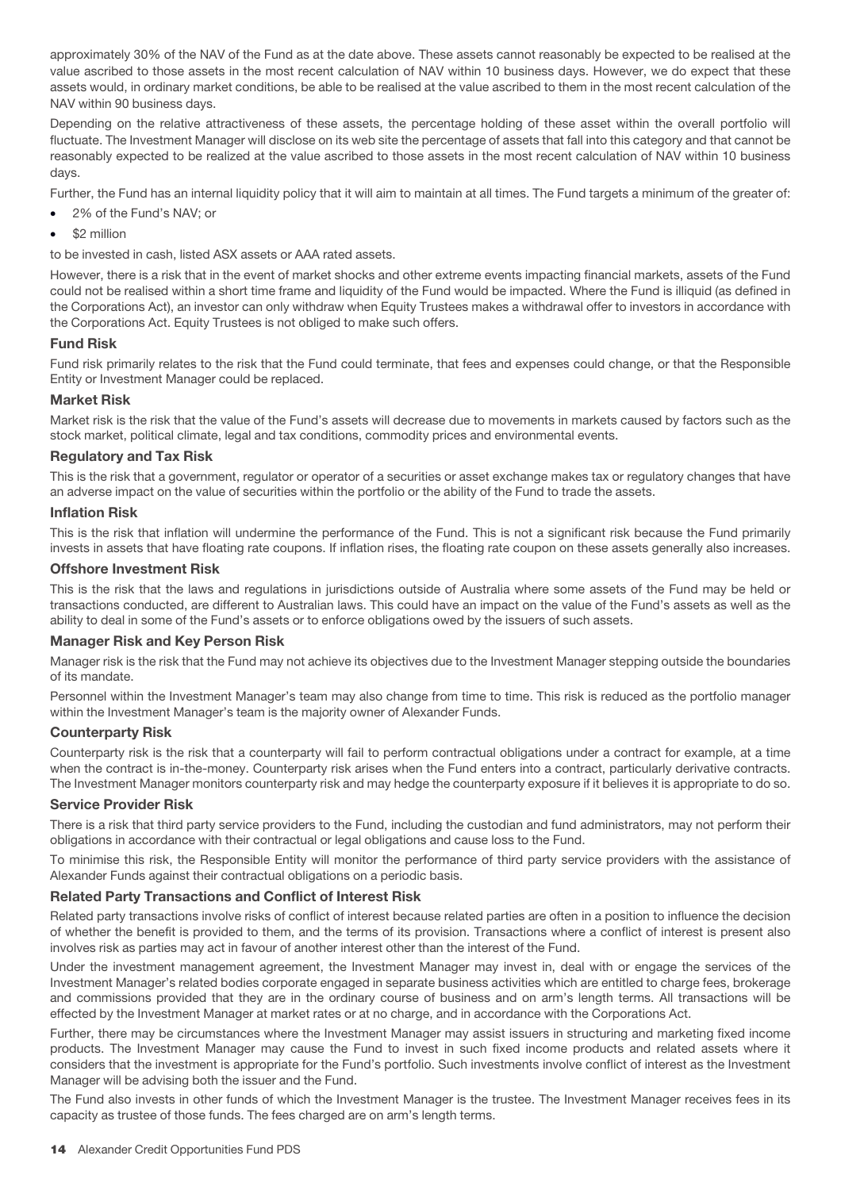approximately 30% of the NAV of the Fund as at the date above. These assets cannot reasonably be expected to be realised at the value ascribed to those assets in the most recent calculation of NAV within 10 business days. However, we do expect that these assets would, in ordinary market conditions, be able to be realised at the value ascribed to them in the most recent calculation of the NAV within 90 business days.

Depending on the relative attractiveness of these assets, the percentage holding of these asset within the overall portfolio will fluctuate. The Investment Manager will disclose on its web site the percentage of assets that fall into this category and that cannot be reasonably expected to be realized at the value ascribed to those assets in the most recent calculation of NAV within 10 business days.

Further, the Fund has an internal liquidity policy that it will aim to maintain at all times. The Fund targets a minimum of the greater of:

- 2% of the Fund's NAV; or
- $2 million

to be invested in cash, listed ASX assets or AAA rated assets.

However, there is a risk that in the event of market shocks and other extreme events impacting financial markets, assets of the Fund could not be realised within a short time frame and liquidity of the Fund would be impacted. Where the Fund is illiquid (as defined in the Corporations Act), an investor can only withdraw when Equity Trustees makes a withdrawal offer to investors in accordance with the Corporations Act. Equity Trustees is not obliged to make such offers.

### Fund Risk

Fund risk primarily relates to the risk that the Fund could terminate, that fees and expenses could change, or that the Responsible Entity or Investment Manager could be replaced.

### Market Risk

Market risk is the risk that the value of the Fund's assets will decrease due to movements in markets caused by factors such as the stock market, political climate, legal and tax conditions, commodity prices and environmental events.

### Regulatory and Tax Risk

This is the risk that a government, regulator or operator of a securities or asset exchange makes tax or regulatory changes that have an adverse impact on the value of securities within the portfolio or the ability of the Fund to trade the assets.

### Inflation Risk

This is the risk that inflation will undermine the performance of the Fund. This is not a significant risk because the Fund primarily invests in assets that have floating rate coupons. If inflation rises, the floating rate coupon on these assets generally also increases.

### Offshore Investment Risk

This is the risk that the laws and regulations in jurisdictions outside of Australia where some assets of the Fund may be held or transactions conducted, are different to Australian laws. This could have an impact on the value of the Fund's assets as well as the ability to deal in some of the Fund's assets or to enforce obligations owed by the issuers of such assets.

### Manager Risk and Key Person Risk

Manager risk is the risk that the Fund may not achieve its objectives due to the Investment Manager stepping outside the boundaries of its mandate.

Personnel within the Investment Manager's team may also change from time to time. This risk is reduced as the portfolio manager within the Investment Manager's team is the majority owner of Alexander Funds.

### Counterparty Risk

Counterparty risk is the risk that a counterparty will fail to perform contractual obligations under a contract for example, at a time when the contract is in-the-money. Counterparty risk arises when the Fund enters into a contract, particularly derivative contracts. The Investment Manager monitors counterparty risk and may hedge the counterparty exposure if it believes it is appropriate to do so.

### Service Provider Risk

There is a risk that third party service providers to the Fund, including the custodian and fund administrators, may not perform their obligations in accordance with their contractual or legal obligations and cause loss to the Fund.

To minimise this risk, the Responsible Entity will monitor the performance of third party service providers with the assistance of Alexander Funds against their contractual obligations on a periodic basis.

### Related Party Transactions and Conflict of Interest Risk

Related party transactions involve risks of conflict of interest because related parties are often in a position to influence the decision of whether the benefit is provided to them, and the terms of its provision. Transactions where a conflict of interest is present also involves risk as parties may act in favour of another interest other than the interest of the Fund.

Under the investment management agreement, the Investment Manager may invest in, deal with or engage the services of the Investment Manager's related bodies corporate engaged in separate business activities which are entitled to charge fees, brokerage and commissions provided that they are in the ordinary course of business and on arm's length terms. All transactions will be effected by the Investment Manager at market rates or at no charge, and in accordance with the Corporations Act.

Further, there may be circumstances where the Investment Manager may assist issuers in structuring and marketing fixed income products. The Investment Manager may cause the Fund to invest in such fixed income products and related assets where it considers that the investment is appropriate for the Fund's portfolio. Such investments involve conflict of interest as the Investment Manager will be advising both the issuer and the Fund.

The Fund also invests in other funds of which the Investment Manager is the trustee. The Investment Manager receives fees in its capacity as trustee of those funds. The fees charged are on arm's length terms.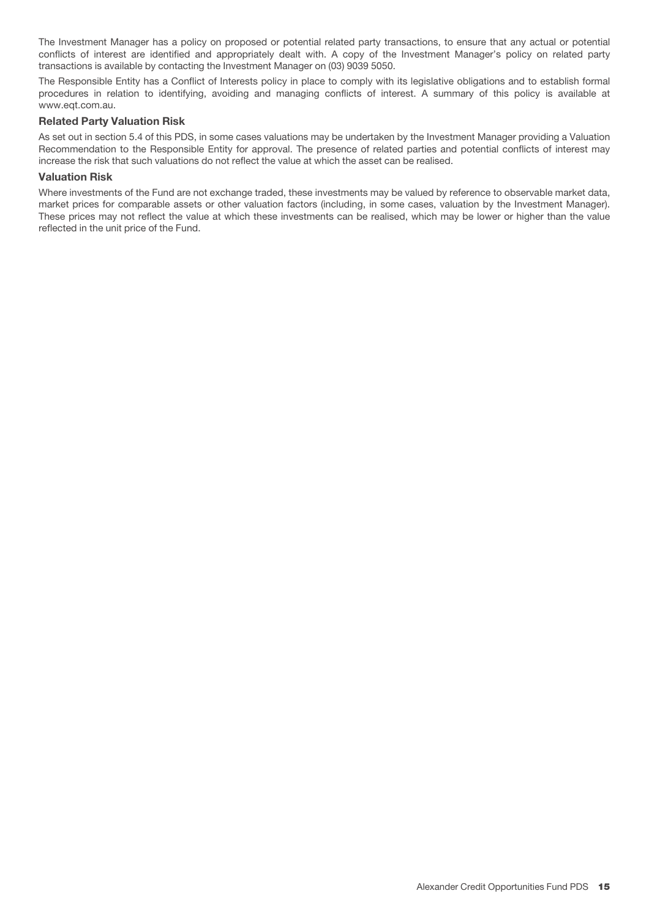The Investment Manager has a policy on proposed or potential related party transactions, to ensure that any actual or potential conflicts of interest are identified and appropriately dealt with. A copy of the Investment Manager's policy on related party transactions is available by contacting the Investment Manager on (03) 9039 5050.

The Responsible Entity has a Conflict of Interests policy in place to comply with its legislative obligations and to establish formal procedures in relation to identifying, avoiding and managing conflicts of interest. A summary of this policy is available at www.eqt.com.au.

### Related Party Valuation Risk

As set out in section 5.4 of this PDS, in some cases valuations may be undertaken by the Investment Manager providing a Valuation Recommendation to the Responsible Entity for approval. The presence of related parties and potential conflicts of interest may increase the risk that such valuations do not reflect the value at which the asset can be realised.

### Valuation Risk

Where investments of the Fund are not exchange traded, these investments may be valued by reference to observable market data, market prices for comparable assets or other valuation factors (including, in some cases, valuation by the Investment Manager). These prices may not reflect the value at which these investments can be realised, which may be lower or higher than the value reflected in the unit price of the Fund.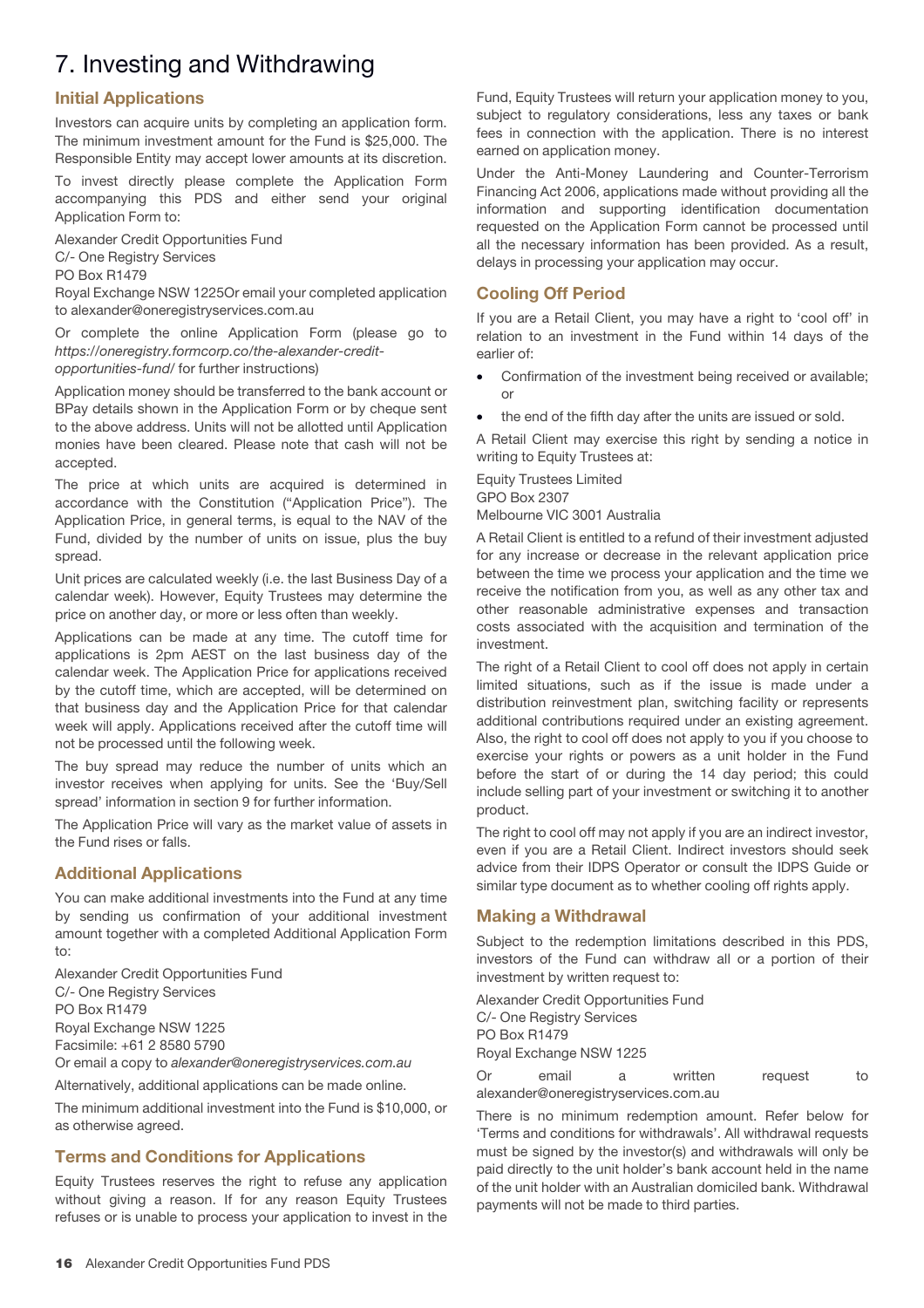# 7. Investing and Withdrawing

## Initial Applications

Investors can acquire units by completing an application form. The minimum investment amount for the Fund is $25,000. The Responsible Entity may accept lower amounts at its discretion.

To invest directly please complete the Application Form accompanying this PDS and either send your original Application Form to:

Alexander Credit Opportunities Fund  
C/- One Registry Services  
PO Box R1479  
Royal Exchange NSW 1225Or email your completed application to alexander@oneregistryservices.com.au

Or complete the online Application Form (please go to *https://oneregistry.formcorp.co/the-alexander-credit-opportunities-fund/* for further instructions)

Application money should be transferred to the bank account or BPay details shown in the Application Form or by cheque sent to the above address. Units will not be allotted until Application monies have been cleared. Please note that cash will not be accepted.

The price at which units are acquired is determined in accordance with the Constitution ("Application Price"). The Application Price, in general terms, is equal to the NAV of the Fund, divided by the number of units on issue, plus the buy spread.

Unit prices are calculated weekly (i.e. the last Business Day of a calendar week). However, Equity Trustees may determine the price on another day, or more or less often than weekly.

Applications can be made at any time. The cutoff time for applications is 2pm AEST on the last business day of the calendar week. The Application Price for applications received by the cutoff time, which are accepted, will be determined on that business day and the Application Price for that calendar week will apply. Applications received after the cutoff time will not be processed until the following week.

The buy spread may reduce the number of units which an investor receives when applying for units. See the 'Buy/Sell spread' information in section 9 for further information.

The Application Price will vary as the market value of assets in the Fund rises or falls.

## Additional Applications

You can make additional investments into the Fund at any time by sending us confirmation of your additional investment amount together with a completed Additional Application Form to:

Alexander Credit Opportunities Fund  
C/- One Registry Services  
PO Box R1479  
Royal Exchange NSW 1225  
Facsimile: +61 2 8580 5790  
Or email a copy to *alexander@oneregistryservices.com.au*

Alternatively, additional applications can be made online.

The minimum additional investment into the Fund is $10,000, or as otherwise agreed.

## Terms and Conditions for Applications

Equity Trustees reserves the right to refuse any application without giving a reason. If for any reason Equity Trustees refuses or is unable to process your application to invest in the Fund, Equity Trustees will return your application money to you, subject to regulatory considerations, less any taxes or bank fees in connection with the application. There is no interest earned on application money.

Under the Anti-Money Laundering and Counter-Terrorism Financing Act 2006, applications made without providing all the information and supporting identification documentation requested on the Application Form cannot be processed until all the necessary information has been provided. As a result, delays in processing your application may occur.

## Cooling Off Period

If you are a Retail Client, you may have a right to 'cool off' in relation to an investment in the Fund within 14 days of the earlier of:

- Confirmation of the investment being received or available; or
- the end of the fifth day after the units are issued or sold.

A Retail Client may exercise this right by sending a notice in writing to Equity Trustees at:

Equity Trustees Limited  
GPO Box 2307  
Melbourne VIC 3001 Australia

A Retail Client is entitled to a refund of their investment adjusted for any increase or decrease in the relevant application price between the time we process your application and the time we receive the notification from you, as well as any other tax and other reasonable administrative expenses and transaction costs associated with the acquisition and termination of the investment.

The right of a Retail Client to cool off does not apply in certain limited situations, such as if the issue is made under a distribution reinvestment plan, switching facility or represents additional contributions required under an existing agreement. Also, the right to cool off does not apply to you if you choose to exercise your rights or powers as a unit holder in the Fund before the start of or during the 14 day period; this could include selling part of your investment or switching it to another product.

The right to cool off may not apply if you are an indirect investor, even if you are a Retail Client. Indirect investors should seek advice from their IDPS Operator or consult the IDPS Guide or similar type document as to whether cooling off rights apply.

## Making a Withdrawal

Subject to the redemption limitations described in this PDS, investors of the Fund can withdraw all or a portion of their investment by written request to:

Alexander Credit Opportunities Fund  
C/- One Registry Services  
PO Box R1479  
Royal Exchange NSW 1225

Or email a written request to alexander@oneregistryservices.com.au

There is no minimum redemption amount. Refer below for 'Terms and conditions for withdrawals'. All withdrawal requests must be signed by the investor(s) and withdrawals will only be paid directly to the unit holder's bank account held in the name of the unit holder with an Australian domiciled bank. Withdrawal payments will not be made to third parties.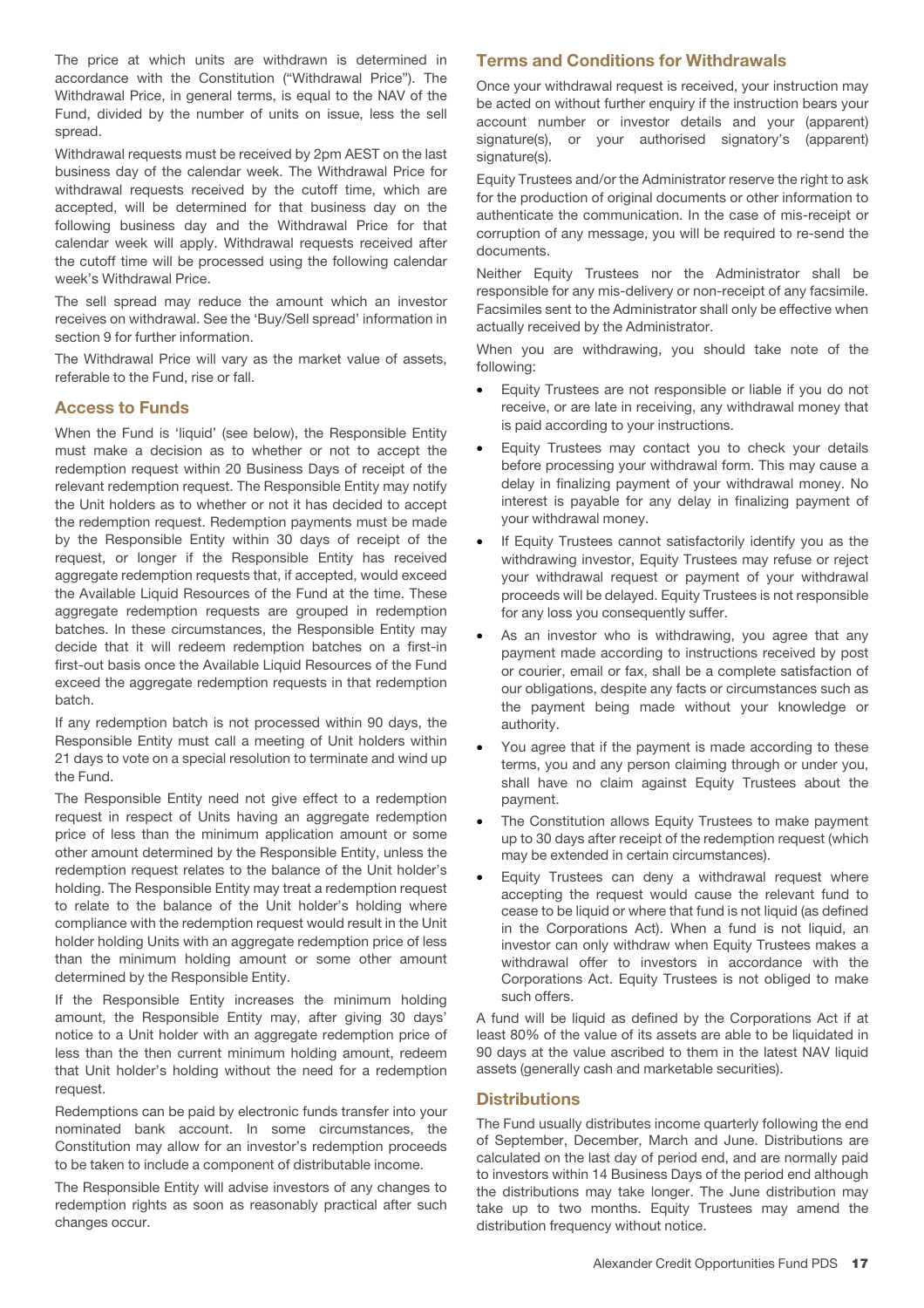The price at which units are withdrawn is determined in accordance with the Constitution ("Withdrawal Price"). The Withdrawal Price, in general terms, is equal to the NAV of the Fund, divided by the number of units on issue, less the sell spread.

Withdrawal requests must be received by 2pm AEST on the last business day of the calendar week. The Withdrawal Price for withdrawal requests received by the cutoff time, which are accepted, will be determined for that business day on the following business day and the Withdrawal Price for that calendar week will apply. Withdrawal requests received after the cutoff time will be processed using the following calendar week's Withdrawal Price.

The sell spread may reduce the amount which an investor receives on withdrawal. See the 'Buy/Sell spread' information in section 9 for further information.

The Withdrawal Price will vary as the market value of assets, referable to the Fund, rise or fall.

## Access to Funds

When the Fund is 'liquid' (see below), the Responsible Entity must make a decision as to whether or not to accept the redemption request within 20 Business Days of receipt of the relevant redemption request. The Responsible Entity may notify the Unit holders as to whether or not it has decided to accept the redemption request. Redemption payments must be made by the Responsible Entity within 30 days of receipt of the request, or longer if the Responsible Entity has received aggregate redemption requests that, if accepted, would exceed the Available Liquid Resources of the Fund at the time. These aggregate redemption requests are grouped in redemption batches. In these circumstances, the Responsible Entity may decide that it will redeem redemption batches on a first-in first-out basis once the Available Liquid Resources of the Fund exceed the aggregate redemption requests in that redemption batch.

If any redemption batch is not processed within 90 days, the Responsible Entity must call a meeting of Unit holders within 21 days to vote on a special resolution to terminate and wind up the Fund.

The Responsible Entity need not give effect to a redemption request in respect of Units having an aggregate redemption price of less than the minimum application amount or some other amount determined by the Responsible Entity, unless the redemption request relates to the balance of the Unit holder's holding. The Responsible Entity may treat a redemption request to relate to the balance of the Unit holder's holding where compliance with the redemption request would result in the Unit holder holding Units with an aggregate redemption price of less than the minimum holding amount or some other amount determined by the Responsible Entity.

If the Responsible Entity increases the minimum holding amount, the Responsible Entity may, after giving 30 days' notice to a Unit holder with an aggregate redemption price of less than the then current minimum holding amount, redeem that Unit holder's holding without the need for a redemption request.

Redemptions can be paid by electronic funds transfer into your nominated bank account. In some circumstances, the Constitution may allow for an investor's redemption proceeds to be taken to include a component of distributable income.

The Responsible Entity will advise investors of any changes to redemption rights as soon as reasonably practical after such changes occur.

## Terms and Conditions for Withdrawals

Once your withdrawal request is received, your instruction may be acted on without further enquiry if the instruction bears your account number or investor details and your (apparent) signature(s), or your authorised signatory's (apparent) signature(s).

Equity Trustees and/or the Administrator reserve the right to ask for the production of original documents or other information to authenticate the communication. In the case of mis-receipt or corruption of any message, you will be required to re-send the documents.

Neither Equity Trustees nor the Administrator shall be responsible for any mis-delivery or non-receipt of any facsimile. Facsimiles sent to the Administrator shall only be effective when actually received by the Administrator.

When you are withdrawing, you should take note of the following:

- Equity Trustees are not responsible or liable if you do not receive, or are late in receiving, any withdrawal money that is paid according to your instructions.
- Equity Trustees may contact you to check your details before processing your withdrawal form. This may cause a delay in finalizing payment of your withdrawal money. No interest is payable for any delay in finalizing payment of your withdrawal money.
- If Equity Trustees cannot satisfactorily identify you as the withdrawing investor, Equity Trustees may refuse or reject your withdrawal request or payment of your withdrawal proceeds will be delayed. Equity Trustees is not responsible for any loss you consequently suffer.
- As an investor who is withdrawing, you agree that any payment made according to instructions received by post or courier, email or fax, shall be a complete satisfaction of our obligations, despite any facts or circumstances such as the payment being made without your knowledge or authority.
- You agree that if the payment is made according to these terms, you and any person claiming through or under you, shall have no claim against Equity Trustees about the payment.
- The Constitution allows Equity Trustees to make payment up to 30 days after receipt of the redemption request (which may be extended in certain circumstances).
- Equity Trustees can deny a withdrawal request where accepting the request would cause the relevant fund to cease to be liquid or where that fund is not liquid (as defined in the Corporations Act). When a fund is not liquid, an investor can only withdraw when Equity Trustees makes a withdrawal offer to investors in accordance with the Corporations Act. Equity Trustees is not obliged to make such offers.

A fund will be liquid as defined by the Corporations Act if at least 80% of the value of its assets are able to be liquidated in 90 days at the value ascribed to them in the latest NAV liquid assets (generally cash and marketable securities).

## Distributions

The Fund usually distributes income quarterly following the end of September, December, March and June. Distributions are calculated on the last day of period end, and are normally paid to investors within 14 Business Days of the period end although the distributions may take longer. The June distribution may take up to two months. Equity Trustees may amend the distribution frequency without notice.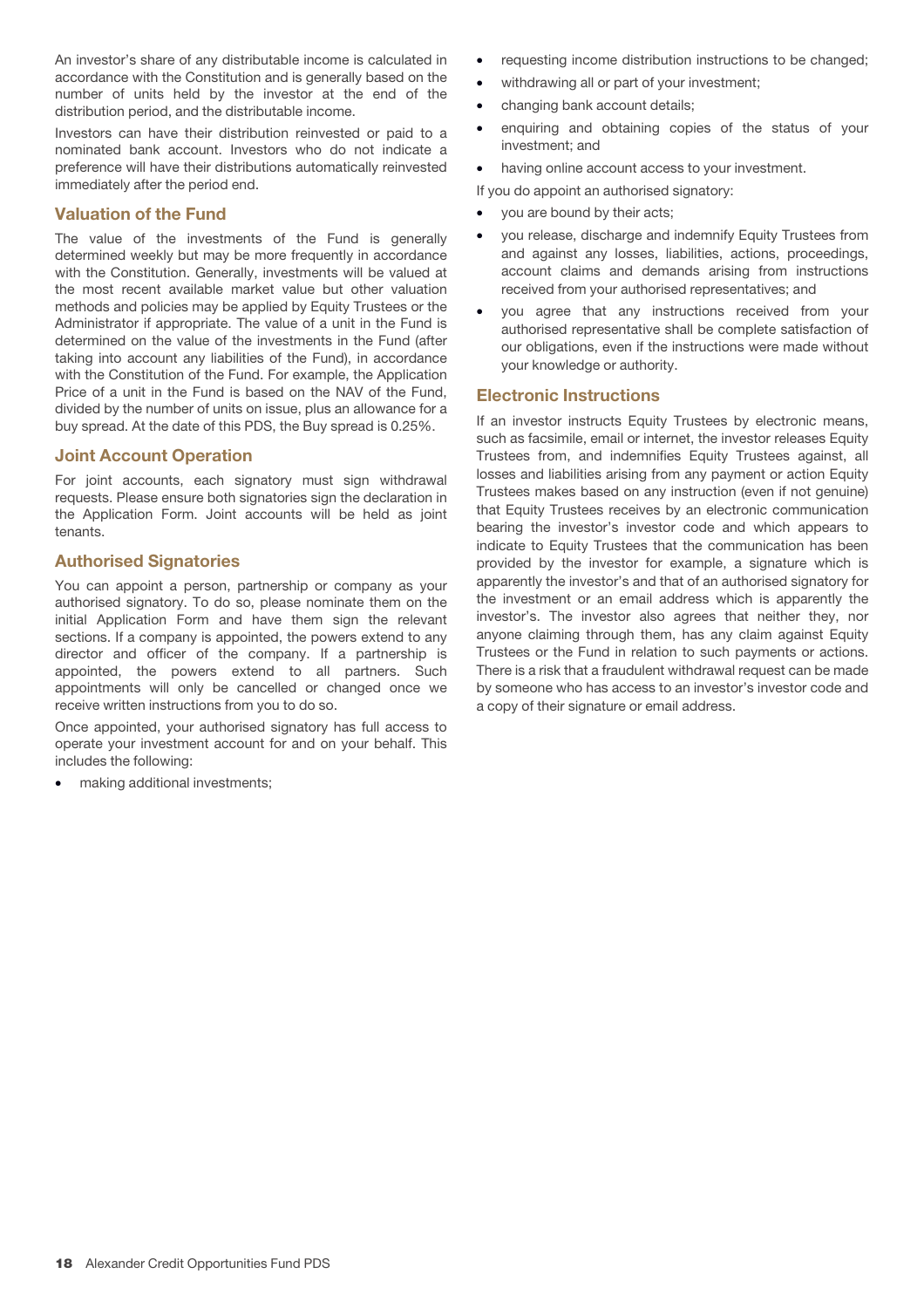An investor's share of any distributable income is calculated in accordance with the Constitution and is generally based on the number of units held by the investor at the end of the distribution period, and the distributable income.

Investors can have their distribution reinvested or paid to a nominated bank account. Investors who do not indicate a preference will have their distributions automatically reinvested immediately after the period end.

## Valuation of the Fund

The value of the investments of the Fund is generally determined weekly but may be more frequently in accordance with the Constitution. Generally, investments will be valued at the most recent available market value but other valuation methods and policies may be applied by Equity Trustees or the Administrator if appropriate. The value of a unit in the Fund is determined on the value of the investments in the Fund (after taking into account any liabilities of the Fund), in accordance with the Constitution of the Fund. For example, the Application Price of a unit in the Fund is based on the NAV of the Fund, divided by the number of units on issue, plus an allowance for a buy spread. At the date of this PDS, the Buy spread is 0.25%.

## Joint Account Operation

For joint accounts, each signatory must sign withdrawal requests. Please ensure both signatories sign the declaration in the Application Form. Joint accounts will be held as joint tenants.

## Authorised Signatories

You can appoint a person, partnership or company as your authorised signatory. To do so, please nominate them on the initial Application Form and have them sign the relevant sections. If a company is appointed, the powers extend to any director and officer of the company. If a partnership is appointed, the powers extend to all partners. Such appointments will only be cancelled or changed once we receive written instructions from you to do so.

Once appointed, your authorised signatory has full access to operate your investment account for and on your behalf. This includes the following:

- making additional investments;
- requesting income distribution instructions to be changed;
- withdrawing all or part of your investment;
- changing bank account details;
- enquiring and obtaining copies of the status of your investment; and
- having online account access to your investment.

If you do appoint an authorised signatory:

- you are bound by their acts;
- you release, discharge and indemnify Equity Trustees from and against any losses, liabilities, actions, proceedings, account claims and demands arising from instructions received from your authorised representatives; and
- you agree that any instructions received from your authorised representative shall be complete satisfaction of our obligations, even if the instructions were made without your knowledge or authority.

## Electronic Instructions

If an investor instructs Equity Trustees by electronic means, such as facsimile, email or internet, the investor releases Equity Trustees from, and indemnifies Equity Trustees against, all losses and liabilities arising from any payment or action Equity Trustees makes based on any instruction (even if not genuine) that Equity Trustees receives by an electronic communication bearing the investor's investor code and which appears to indicate to Equity Trustees that the communication has been provided by the investor for example, a signature which is apparently the investor's and that of an authorised signatory for the investment or an email address which is apparently the investor's. The investor also agrees that neither they, nor anyone claiming through them, has any claim against Equity Trustees or the Fund in relation to such payments or actions. There is a risk that a fraudulent withdrawal request can be made by someone who has access to an investor's investor code and a copy of their signature or email address.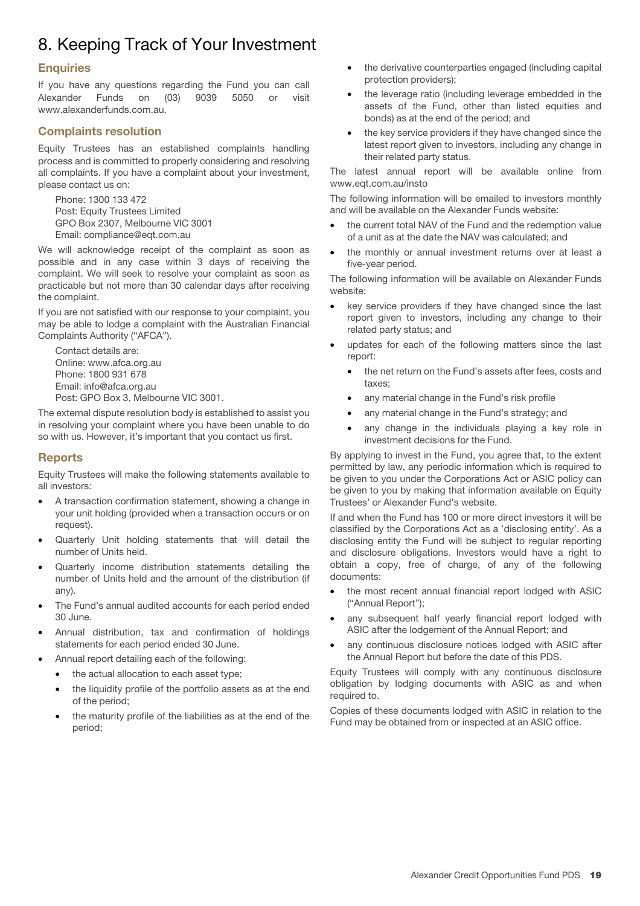# 8. Keeping Track of Your Investment

## Enquiries

If you have any questions regarding the Fund you can call Alexander Funds on (03) 9039 5050 or visit www.alexanderfunds.com.au.

## Complaints resolution

Equity Trustees has an established complaints handling process and is committed to properly considering and resolving all complaints. If you have a complaint about your investment, please contact us on:

Phone: 1300 133 472
Post: Equity Trustees Limited
GPO Box 2307, Melbourne VIC 3001
Email: compliance@eqt.com.au

We will acknowledge receipt of the complaint as soon as possible and in any case within 3 days of receiving the complaint. We will seek to resolve your complaint as soon as practicable but not more than 30 calendar days after receiving the complaint.

If you are not satisfied with our response to your complaint, you may be able to lodge a complaint with the Australian Financial Complaints Authority ("AFCA").

Contact details are:
Online: www.afca.org.au
Phone: 1800 931 678
Email: info@afca.org.au
Post: GPO Box 3, Melbourne VIC 3001.

The external dispute resolution body is established to assist you in resolving your complaint where you have been unable to do so with us. However, it's important that you contact us first.

## Reports

Equity Trustees will make the following statements available to all investors:

- A transaction confirmation statement, showing a change in your unit holding (provided when a transaction occurs or on request).
- Quarterly Unit holding statements that will detail the number of Units held.
- Quarterly income distribution statements detailing the number of Units held and the amount of the distribution (if any).
- The Fund's annual audited accounts for each period ended 30 June.
- Annual distribution, tax and confirmation of holdings statements for each period ended 30 June.
- Annual report detailing each of the following:
  - the actual allocation to each asset type;
  - the liquidity profile of the portfolio assets as at the end of the period;
  - the maturity profile of the liabilities as at the end of the period;
  - the derivative counterparties engaged (including capital protection providers);
  - the leverage ratio (including leverage embedded in the assets of the Fund, other than listed equities and bonds) as at the end of the period; and
  - the key service providers if they have changed since the latest report given to investors, including any change in their related party status.

The latest annual report will be available online from www.eqt.com.au/insto

The following information will be emailed to investors monthly and will be available on the Alexander Funds website:

- the current total NAV of the Fund and the redemption value of a unit as at the date the NAV was calculated; and
- the monthly or annual investment returns over at least a five-year period.

The following information will be available on Alexander Funds website:

- key service providers if they have changed since the last report given to investors, including any change to their related party status; and
- updates for each of the following matters since the last report:
  - the net return on the Fund's assets after fees, costs and taxes;
  - any material change in the Fund's risk profile
  - any material change in the Fund's strategy; and
  - any change in the individuals playing a key role in investment decisions for the Fund.

By applying to invest in the Fund, you agree that, to the extent permitted by law, any periodic information which is required to be given to you under the Corporations Act or ASIC policy can be given to you by making that information available on Equity Trustees' or Alexander Fund's website.

If and when the Fund has 100 or more direct investors it will be classified by the Corporations Act as a 'disclosing entity'. As a disclosing entity the Fund will be subject to regular reporting and disclosure obligations. Investors would have a right to obtain a copy, free of charge, of any of the following documents:

- the most recent annual financial report lodged with ASIC ("Annual Report");
- any subsequent half yearly financial report lodged with ASIC after the lodgement of the Annual Report; and
- any continuous disclosure notices lodged with ASIC after the Annual Report but before the date of this PDS.

Equity Trustees will comply with any continuous disclosure obligation by lodging documents with ASIC as and when required to.

Copies of these documents lodged with ASIC in relation to the Fund may be obtained from or inspected at an ASIC office.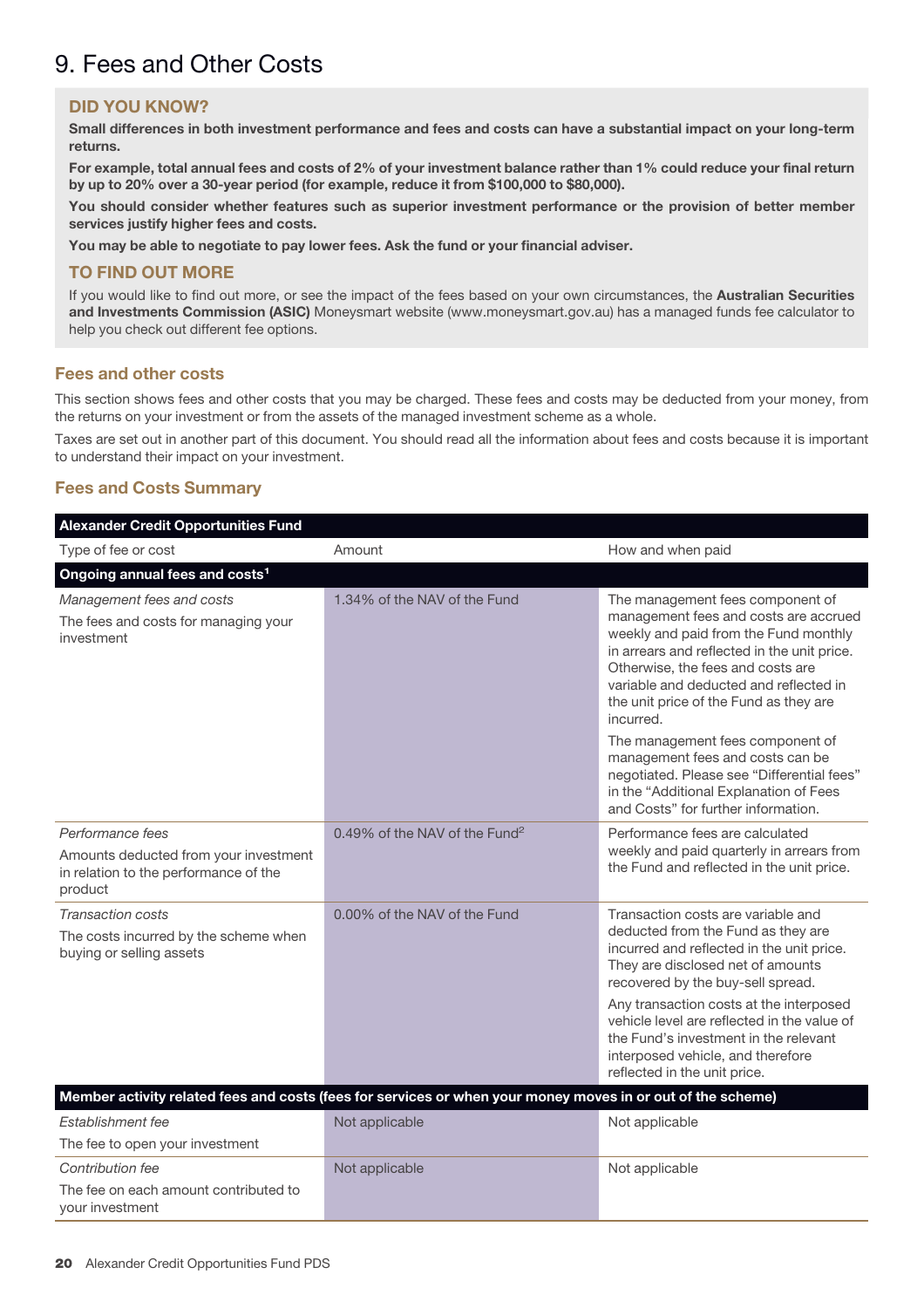# 9. Fees and Other Costs

### DID YOU KNOW?

**Small differences in both investment performance and fees and costs can have a substantial impact on your long-term returns.**

**For example, total annual fees and costs of 2% of your investment balance rather than 1% could reduce your final return by up to 20% over a 30-year period (for example, reduce it from $100,000 to $80,000).**

**You should consider whether features such as superior investment performance or the provision of better member services justify higher fees and costs.**

**You may be able to negotiate to pay lower fees. Ask the fund or your financial adviser.**

### TO FIND OUT MORE

If you would like to find out more, or see the impact of the fees based on your own circumstances, the **Australian Securities and Investments Commission (ASIC)** Moneysmart website (www.moneysmart.gov.au) has a managed funds fee calculator to help you check out different fee options.

### Fees and other costs

This section shows fees and other costs that you may be charged. These fees and costs may be deducted from your money, from the returns on your investment or from the assets of the managed investment scheme as a whole.

Taxes are set out in another part of this document. You should read all the information about fees and costs because it is important to understand their impact on your investment.

### Fees and Costs Summary

| **Alexander Credit Opportunities Fund** | | |
|---|---|---|
| Type of fee or cost | Amount | How and when paid |
| **Ongoing annual fees and costs[1]** | | |
| *Management fees and costs*<br>The fees and costs for managing your investment | 1.34% of the NAV of the Fund | The management fees component of management fees and costs are accrued weekly and paid from the Fund monthly in arrears and reflected in the unit price. Otherwise, the fees and costs are variable and deducted and reflected in the unit price of the Fund as they are incurred.<br>The management fees component of management fees and costs can be negotiated. Please see "Differential fees" in the "Additional Explanation of Fees and Costs" for further information. |
| *Performance fees*<br>Amounts deducted from your investment in relation to the performance of the product | 0.49% of the NAV of the Fund[2] | Performance fees are calculated weekly and paid quarterly in arrears from the Fund and reflected in the unit price. |
| *Transaction costs*<br>The costs incurred by the scheme when buying or selling assets | 0.00% of the NAV of the Fund | Transaction costs are variable and deducted from the Fund as they are incurred and reflected in the unit price. They are disclosed net of amounts recovered by the buy-sell spread.<br>Any transaction costs at the interposed vehicle level are reflected in the value of the Fund's investment in the relevant interposed vehicle, and therefore reflected in the unit price. |
| **Member activity related fees and costs (fees for services or when your money moves in or out of the scheme)** | | |
| *Establishment fee*<br>The fee to open your investment | Not applicable | Not applicable |
| *Contribution fee*<br>The fee on each amount contributed to your investment | Not applicable | Not applicable |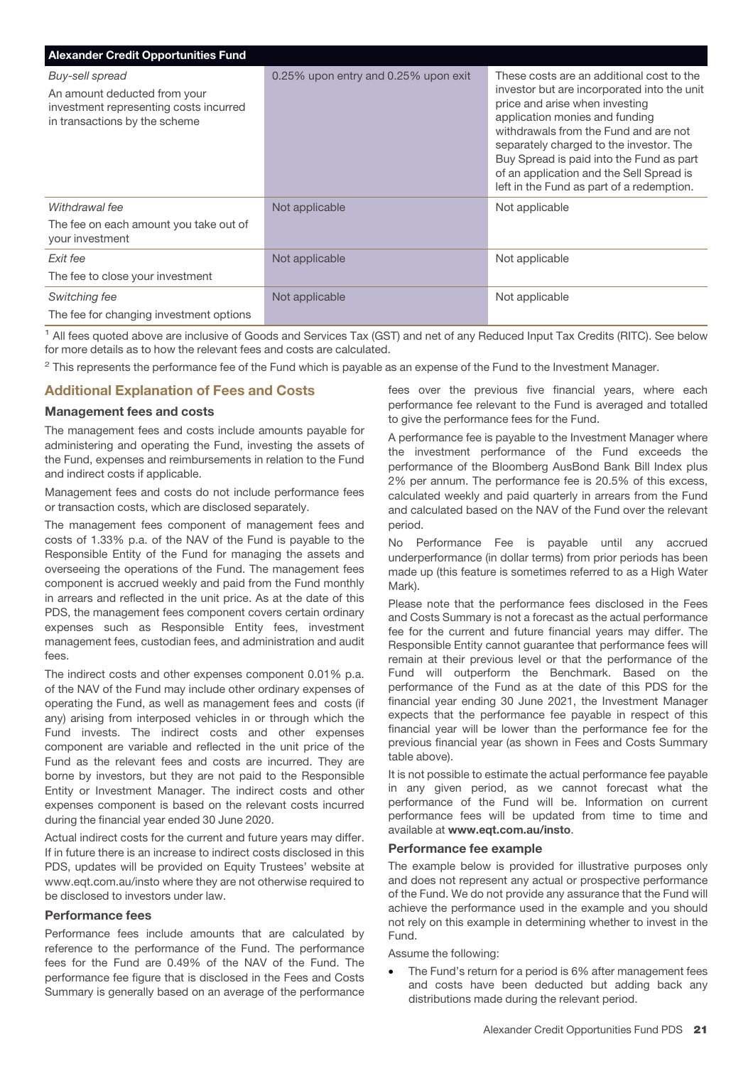| Alexander Credit Opportunities Fund | | |
|---|---|---|
| *Buy-sell spread*<br>An amount deducted from your investment representing costs incurred in transactions by the scheme | 0.25% upon entry and 0.25% upon exit | These costs are an additional cost to the investor but are incorporated into the unit price and arise when investing application monies and funding withdrawals from the Fund and are not separately charged to the investor. The Buy Spread is paid into the Fund as part of an application and the Sell Spread is left in the Fund as part of a redemption. |
| *Withdrawal fee*<br>The fee on each amount you take out of your investment | Not applicable | Not applicable |
| *Exit fee*<br>The fee to close your investment | Not applicable | Not applicable |
| *Switching fee*<br>The fee for changing investment options | Not applicable | Not applicable |

[1] All fees quoted above are inclusive of Goods and Services Tax (GST) and net of any Reduced Input Tax Credits (RITC). See below for more details as to how the relevant fees and costs are calculated.

[2] This represents the performance fee of the Fund which is payable as an expense of the Fund to the Investment Manager.

## Additional Explanation of Fees and Costs

### Management fees and costs

The management fees and costs include amounts payable for administering and operating the Fund, investing the assets of the Fund, expenses and reimbursements in relation to the Fund and indirect costs if applicable.

Management fees and costs do not include performance fees or transaction costs, which are disclosed separately.

The management fees component of management fees and costs of 1.33% p.a. of the NAV of the Fund is payable to the Responsible Entity of the Fund for managing the assets and overseeing the operations of the Fund. The management fees component is accrued weekly and paid from the Fund monthly in arrears and reflected in the unit price. As at the date of this PDS, the management fees component covers certain ordinary expenses such as Responsible Entity fees, investment management fees, custodian fees, and administration and audit fees.

The indirect costs and other expenses component 0.01% p.a. of the NAV of the Fund may include other ordinary expenses of operating the Fund, as well as management fees and costs (if any) arising from interposed vehicles in or through which the Fund invests. The indirect costs and other expenses component are variable and reflected in the unit price of the Fund as the relevant fees and costs are incurred. They are borne by investors, but they are not paid to the Responsible Entity or Investment Manager. The indirect costs and other expenses component is based on the relevant costs incurred during the financial year ended 30 June 2020.

Actual indirect costs for the current and future years may differ. If in future there is an increase to indirect costs disclosed in this PDS, updates will be provided on Equity Trustees' website at www.eqt.com.au/insto where they are not otherwise required to be disclosed to investors under law.

### Performance fees

Performance fees include amounts that are calculated by reference to the performance of the Fund. The performance fees for the Fund are 0.49% of the NAV of the Fund. The performance fee figure that is disclosed in the Fees and Costs Summary is generally based on an average of the performance fees over the previous five financial years, where each performance fee relevant to the Fund is averaged and totalled to give the performance fees for the Fund.

A performance fee is payable to the Investment Manager where the investment performance of the Fund exceeds the performance of the Bloomberg AusBond Bank Bill Index plus 2% per annum. The performance fee is 20.5% of this excess, calculated weekly and paid quarterly in arrears from the Fund and calculated based on the NAV of the Fund over the relevant period.

No Performance Fee is payable until any accrued underperformance (in dollar terms) from prior periods has been made up (this feature is sometimes referred to as a High Water Mark).

Please note that the performance fees disclosed in the Fees and Costs Summary is not a forecast as the actual performance fee for the current and future financial years may differ. The Responsible Entity cannot guarantee that performance fees will remain at their previous level or that the performance of the Fund will outperform the Benchmark. Based on the performance of the Fund as at the date of this PDS for the financial year ending 30 June 2021, the Investment Manager expects that the performance fee payable in respect of this financial year will be lower than the performance fee for the previous financial year (as shown in Fees and Costs Summary table above).

It is not possible to estimate the actual performance fee payable in any given period, as we cannot forecast what the performance of the Fund will be. Information on current performance fees will be updated from time to time and available at **www.eqt.com.au/insto**.

### Performance fee example

The example below is provided for illustrative purposes only and does not represent any actual or prospective performance of the Fund. We do not provide any assurance that the Fund will achieve the performance used in the example and you should not rely on this example in determining whether to invest in the Fund.

Assume the following:

- The Fund's return for a period is 6% after management fees and costs have been deducted but adding back any distributions made during the relevant period.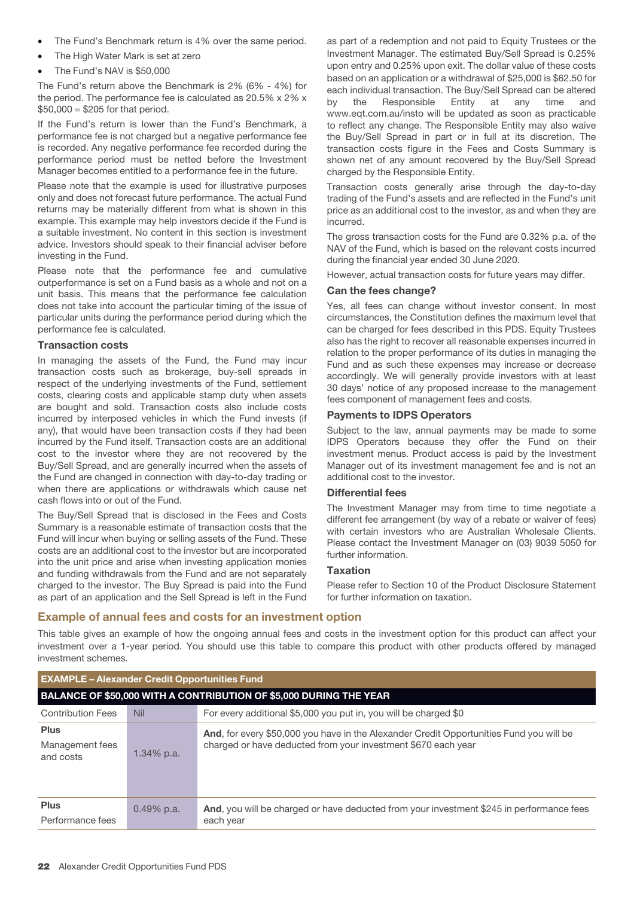- The Fund's Benchmark return is 4% over the same period.
- The High Water Mark is set at zero
- The Fund's NAV is $50,000

The Fund's return above the Benchmark is 2% (6% - 4%) for the period. The performance fee is calculated as 20.5% x 2% x $50,000 = $205 for that period.

If the Fund's return is lower than the Fund's Benchmark, a performance fee is not charged but a negative performance fee is recorded. Any negative performance fee recorded during the performance period must be netted before the Investment Manager becomes entitled to a performance fee in the future.

Please note that the example is used for illustrative purposes only and does not forecast future performance. The actual Fund returns may be materially different from what is shown in this example. This example may help investors decide if the Fund is a suitable investment. No content in this section is investment advice. Investors should speak to their financial adviser before investing in the Fund.

Please note that the performance fee and cumulative outperformance is set on a Fund basis as a whole and not on a unit basis. This means that the performance fee calculation does not take into account the particular timing of the issue of particular units during the performance period during which the performance fee is calculated.

### Transaction costs

In managing the assets of the Fund, the Fund may incur transaction costs such as brokerage, buy-sell spreads in respect of the underlying investments of the Fund, settlement costs, clearing costs and applicable stamp duty when assets are bought and sold. Transaction costs also include costs incurred by interposed vehicles in which the Fund invests (if any), that would have been transaction costs if they had been incurred by the Fund itself. Transaction costs are an additional cost to the investor where they are not recovered by the Buy/Sell Spread, and are generally incurred when the assets of the Fund are changed in connection with day-to-day trading or when there are applications or withdrawals which cause net cash flows into or out of the Fund.

The Buy/Sell Spread that is disclosed in the Fees and Costs Summary is a reasonable estimate of transaction costs that the Fund will incur when buying or selling assets of the Fund. These costs are an additional cost to the investor but are incorporated into the unit price and arise when investing application monies and funding withdrawals from the Fund and are not separately charged to the investor. The Buy Spread is paid into the Fund as part of an application and the Sell Spread is left in the Fund as part of a redemption and not paid to Equity Trustees or the Investment Manager. The estimated Buy/Sell Spread is 0.25% upon entry and 0.25% upon exit. The dollar value of these costs based on an application or a withdrawal of $25,000 is $62.50 for each individual transaction. The Buy/Sell Spread can be altered by the Responsible Entity at any time and www.eqt.com.au/insto will be updated as soon as practicable to reflect any change. The Responsible Entity may also waive the Buy/Sell Spread in part or in full at its discretion. The transaction costs figure in the Fees and Costs Summary is shown net of any amount recovered by the Buy/Sell Spread charged by the Responsible Entity.

Transaction costs generally arise through the day-to-day trading of the Fund's assets and are reflected in the Fund's unit price as an additional cost to the investor, as and when they are incurred.

The gross transaction costs for the Fund are 0.32% p.a. of the NAV of the Fund, which is based on the relevant costs incurred during the financial year ended 30 June 2020.

However, actual transaction costs for future years may differ.

### Can the fees change?

Yes, all fees can change without investor consent. In most circumstances, the Constitution defines the maximum level that can be charged for fees described in this PDS. Equity Trustees also has the right to recover all reasonable expenses incurred in relation to the proper performance of its duties in managing the Fund and as such these expenses may increase or decrease accordingly. We will generally provide investors with at least 30 days' notice of any proposed increase to the management fees component of management fees and costs.

### Payments to IDPS Operators

Subject to the law, annual payments may be made to some IDPS Operators because they offer the Fund on their investment menus. Product access is paid by the Investment Manager out of its investment management fee and is not an additional cost to the investor.

### Differential fees

The Investment Manager may from time to time negotiate a different fee arrangement (by way of a rebate or waiver of fees) with certain investors who are Australian Wholesale Clients. Please contact the Investment Manager on (03) 9039 5050 for further information.

### Taxation

Please refer to Section 10 of the Product Disclosure Statement for further information on taxation.

## Example of annual fees and costs for an investment option

This table gives an example of how the ongoing annual fees and costs in the investment option for this product can affect your investment over a 1-year period. You should use this table to compare this product with other products offered by managed investment schemes.

| EXAMPLE – Alexander Credit Opportunities Fund | | |
|---|---|---|
| **BALANCE OF $50,000 WITH A CONTRIBUTION OF $5,000 DURING THE YEAR** | | |
| Contribution Fees | Nil | For every additional $5,000 you put in, you will be charged $0 |
| **Plus** Management fees and costs | 1.34% p.a. | **And**, for every $50,000 you have in the Alexander Credit Opportunities Fund you will be charged or have deducted from your investment $670 each year |
| **Plus** Performance fees | 0.49% p.a. | **And**, you will be charged or have deducted from your investment $245 in performance fees each year |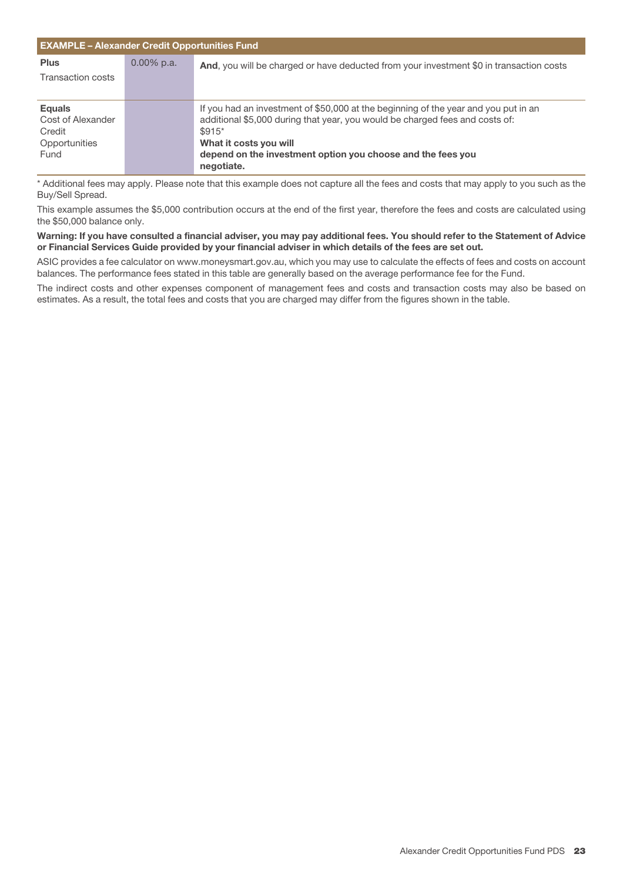| EXAMPLE – Alexander Credit Opportunities Fund | | |
|---|---|---|
| **Plus** Transaction costs | 0.00% p.a. | **And**, you will be charged or have deducted from your investment $0 in transaction costs |
| **Equals** Cost of Alexander Credit Opportunities Fund | | If you had an investment of $50,000 at the beginning of the year and you put in an additional $5,000 during that year, you would be charged fees and costs of: $915* **What it costs you will depend on the investment option you choose and the fees you negotiate.** |

* Additional fees may apply. Please note that this example does not capture all the fees and costs that may apply to you such as the Buy/Sell Spread.

This example assumes the $5,000 contribution occurs at the end of the first year, therefore the fees and costs are calculated using the $50,000 balance only.

**Warning: If you have consulted a financial adviser, you may pay additional fees. You should refer to the Statement of Advice or Financial Services Guide provided by your financial adviser in which details of the fees are set out.**

ASIC provides a fee calculator on www.moneysmart.gov.au, which you may use to calculate the effects of fees and costs on account balances. The performance fees stated in this table are generally based on the average performance fee for the Fund.

The indirect costs and other expenses component of management fees and costs and transaction costs may also be based on estimates. As a result, the total fees and costs that you are charged may differ from the figures shown in the table.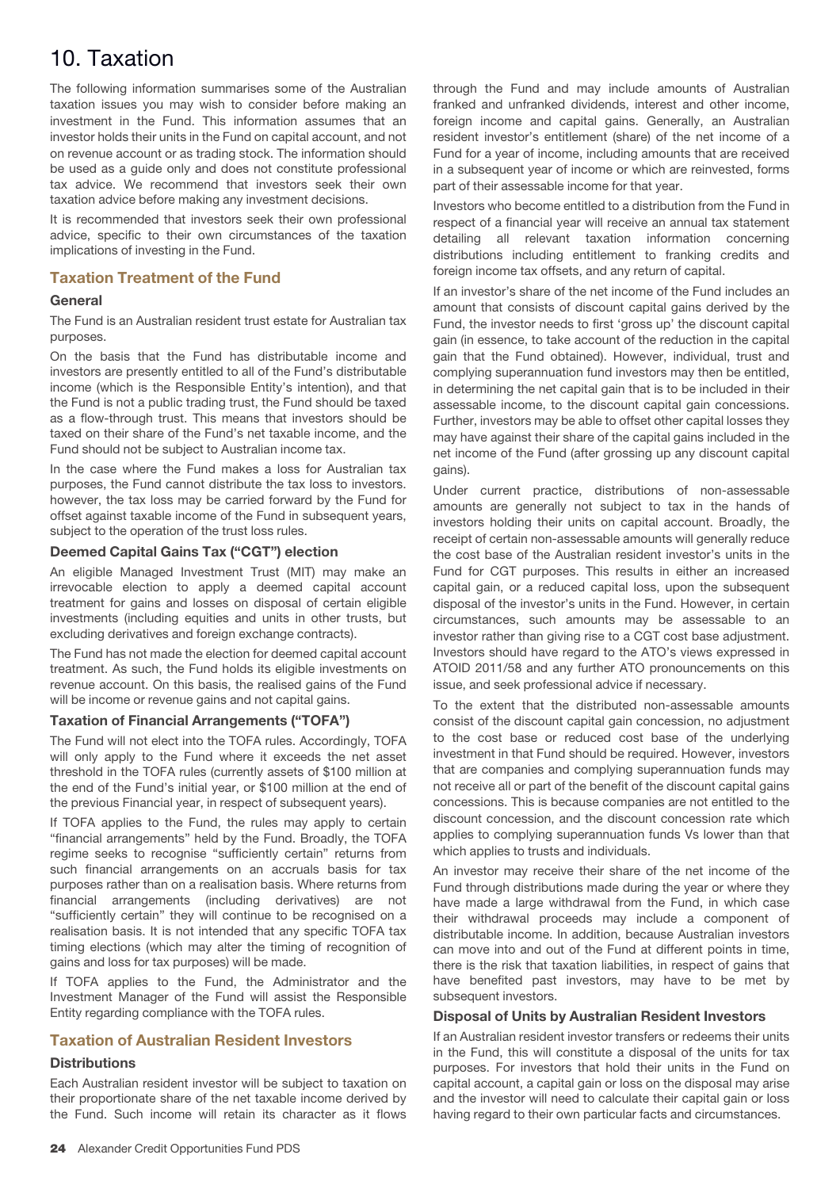# 10. Taxation

The following information summarises some of the Australian taxation issues you may wish to consider before making an investment in the Fund. This information assumes that an investor holds their units in the Fund on capital account, and not on revenue account or as trading stock. The information should be used as a guide only and does not constitute professional tax advice. We recommend that investors seek their own taxation advice before making any investment decisions.

It is recommended that investors seek their own professional advice, specific to their own circumstances of the taxation implications of investing in the Fund.

## Taxation Treatment of the Fund

### General

The Fund is an Australian resident trust estate for Australian tax purposes.

On the basis that the Fund has distributable income and investors are presently entitled to all of the Fund's distributable income (which is the Responsible Entity's intention), and that the Fund is not a public trading trust, the Fund should be taxed as a flow-through trust. This means that investors should be taxed on their share of the Fund's net taxable income, and the Fund should not be subject to Australian income tax.

In the case where the Fund makes a loss for Australian tax purposes, the Fund cannot distribute the tax loss to investors. however, the tax loss may be carried forward by the Fund for offset against taxable income of the Fund in subsequent years, subject to the operation of the trust loss rules.

### Deemed Capital Gains Tax ("CGT") election

An eligible Managed Investment Trust (MIT) may make an irrevocable election to apply a deemed capital account treatment for gains and losses on disposal of certain eligible investments (including equities and units in other trusts, but excluding derivatives and foreign exchange contracts).

The Fund has not made the election for deemed capital account treatment. As such, the Fund holds its eligible investments on revenue account. On this basis, the realised gains of the Fund will be income or revenue gains and not capital gains.

### Taxation of Financial Arrangements ("TOFA")

The Fund will not elect into the TOFA rules. Accordingly, TOFA will only apply to the Fund where it exceeds the net asset threshold in the TOFA rules (currently assets of $100 million at the end of the Fund's initial year, or $100 million at the end of the previous Financial year, in respect of subsequent years).

If TOFA applies to the Fund, the rules may apply to certain "financial arrangements" held by the Fund. Broadly, the TOFA regime seeks to recognise "sufficiently certain" returns from such financial arrangements on an accruals basis for tax purposes rather than on a realisation basis. Where returns from financial arrangements (including derivatives) are not "sufficiently certain" they will continue to be recognised on a realisation basis. It is not intended that any specific TOFA tax timing elections (which may alter the timing of recognition of gains and loss for tax purposes) will be made.

If TOFA applies to the Fund, the Administrator and the Investment Manager of the Fund will assist the Responsible Entity regarding compliance with the TOFA rules.

## Taxation of Australian Resident Investors

### Distributions

Each Australian resident investor will be subject to taxation on their proportionate share of the net taxable income derived by the Fund. Such income will retain its character as it flows through the Fund and may include amounts of Australian franked and unfranked dividends, interest and other income, foreign income and capital gains. Generally, an Australian resident investor's entitlement (share) of the net income of a Fund for a year of income, including amounts that are received in a subsequent year of income or which are reinvested, forms part of their assessable income for that year.

Investors who become entitled to a distribution from the Fund in respect of a financial year will receive an annual tax statement detailing all relevant taxation information concerning distributions including entitlement to franking credits and foreign income tax offsets, and any return of capital.

If an investor's share of the net income of the Fund includes an amount that consists of discount capital gains derived by the Fund, the investor needs to first 'gross up' the discount capital gain (in essence, to take account of the reduction in the capital gain that the Fund obtained). However, individual, trust and complying superannuation fund investors may then be entitled, in determining the net capital gain that is to be included in their assessable income, to the discount capital gain concessions. Further, investors may be able to offset other capital losses they may have against their share of the capital gains included in the net income of the Fund (after grossing up any discount capital gains).

Under current practice, distributions of non-assessable amounts are generally not subject to tax in the hands of investors holding their units on capital account. Broadly, the receipt of certain non-assessable amounts will generally reduce the cost base of the Australian resident investor's units in the Fund for CGT purposes. This results in either an increased capital gain, or a reduced capital loss, upon the subsequent disposal of the investor's units in the Fund. However, in certain circumstances, such amounts may be assessable to an investor rather than giving rise to a CGT cost base adjustment. Investors should have regard to the ATO's views expressed in ATOID 2011/58 and any further ATO pronouncements on this issue, and seek professional advice if necessary.

To the extent that the distributed non-assessable amounts consist of the discount capital gain concession, no adjustment to the cost base or reduced cost base of the underlying investment in that Fund should be required. However, investors that are companies and complying superannuation funds may not receive all or part of the benefit of the discount capital gains concessions. This is because companies are not entitled to the discount concession, and the discount concession rate which applies to complying superannuation funds Vs lower than that which applies to trusts and individuals.

An investor may receive their share of the net income of the Fund through distributions made during the year or where they have made a large withdrawal from the Fund, in which case their withdrawal proceeds may include a component of distributable income. In addition, because Australian investors can move into and out of the Fund at different points in time, there is the risk that taxation liabilities, in respect of gains that have benefited past investors, may have to be met by subsequent investors.

### Disposal of Units by Australian Resident Investors

If an Australian resident investor transfers or redeems their units in the Fund, this will constitute a disposal of the units for tax purposes. For investors that hold their units in the Fund on capital account, a capital gain or loss on the disposal may arise and the investor will need to calculate their capital gain or loss having regard to their own particular facts and circumstances.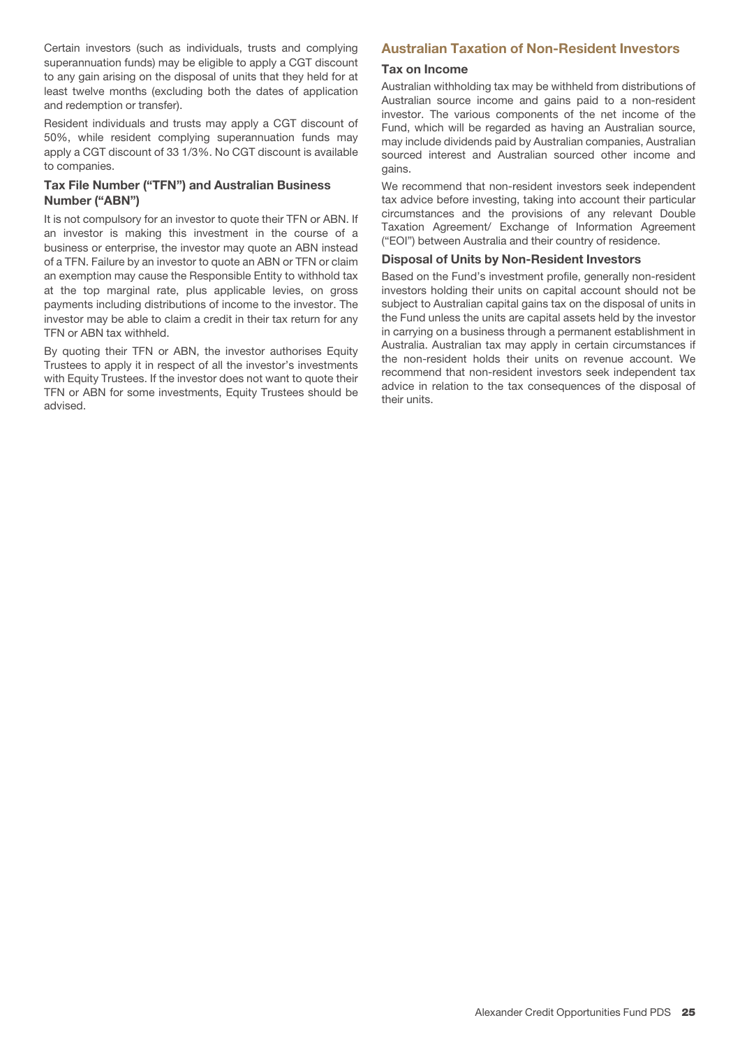Certain investors (such as individuals, trusts and complying superannuation funds) may be eligible to apply a CGT discount to any gain arising on the disposal of units that they held for at least twelve months (excluding both the dates of application and redemption or transfer).

Resident individuals and trusts may apply a CGT discount of 50%, while resident complying superannuation funds may apply a CGT discount of 33 1/3%. No CGT discount is available to companies.

### Tax File Number ("TFN") and Australian Business Number ("ABN")

It is not compulsory for an investor to quote their TFN or ABN. If an investor is making this investment in the course of a business or enterprise, the investor may quote an ABN instead of a TFN. Failure by an investor to quote an ABN or TFN or claim an exemption may cause the Responsible Entity to withhold tax at the top marginal rate, plus applicable levies, on gross payments including distributions of income to the investor. The investor may be able to claim a credit in their tax return for any TFN or ABN tax withheld.

By quoting their TFN or ABN, the investor authorises Equity Trustees to apply it in respect of all the investor's investments with Equity Trustees. If the investor does not want to quote their TFN or ABN for some investments, Equity Trustees should be advised.

## Australian Taxation of Non-Resident Investors

### Tax on Income

Australian withholding tax may be withheld from distributions of Australian source income and gains paid to a non-resident investor. The various components of the net income of the Fund, which will be regarded as having an Australian source, may include dividends paid by Australian companies, Australian sourced interest and Australian sourced other income and gains.

We recommend that non-resident investors seek independent tax advice before investing, taking into account their particular circumstances and the provisions of any relevant Double Taxation Agreement/ Exchange of Information Agreement ("EOI") between Australia and their country of residence.

### Disposal of Units by Non-Resident Investors

Based on the Fund's investment profile, generally non-resident investors holding their units on capital account should not be subject to Australian capital gains tax on the disposal of units in the Fund unless the units are capital assets held by the investor in carrying on a business through a permanent establishment in Australia. Australian tax may apply in certain circumstances if the non-resident holds their units on revenue account. We recommend that non-resident investors seek independent tax advice in relation to the tax consequences of the disposal of their units.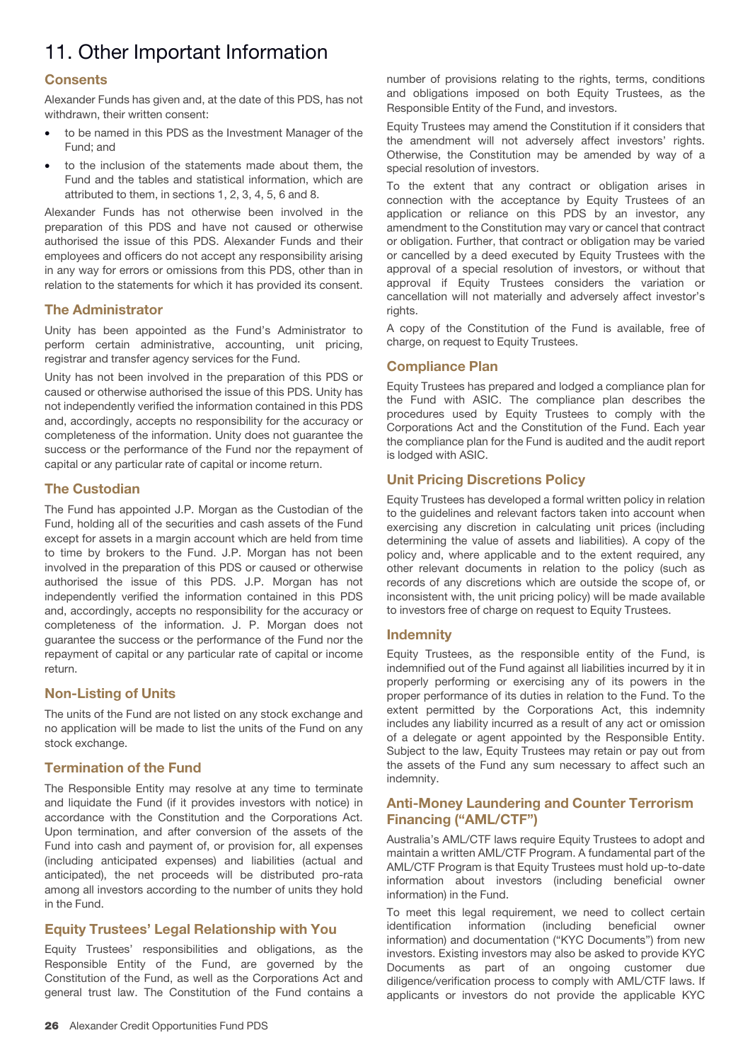# 11. Other Important Information

## Consents

Alexander Funds has given and, at the date of this PDS, has not withdrawn, their written consent:

- to be named in this PDS as the Investment Manager of the Fund; and
- to the inclusion of the statements made about them, the Fund and the tables and statistical information, which are attributed to them, in sections 1, 2, 3, 4, 5, 6 and 8.

Alexander Funds has not otherwise been involved in the preparation of this PDS and have not caused or otherwise authorised the issue of this PDS. Alexander Funds and their employees and officers do not accept any responsibility arising in any way for errors or omissions from this PDS, other than in relation to the statements for which it has provided its consent.

## The Administrator

Unity has been appointed as the Fund's Administrator to perform certain administrative, accounting, unit pricing, registrar and transfer agency services for the Fund.

Unity has not been involved in the preparation of this PDS or caused or otherwise authorised the issue of this PDS. Unity has not independently verified the information contained in this PDS and, accordingly, accepts no responsibility for the accuracy or completeness of the information. Unity does not guarantee the success or the performance of the Fund nor the repayment of capital or any particular rate of capital or income return.

## The Custodian

The Fund has appointed J.P. Morgan as the Custodian of the Fund, holding all of the securities and cash assets of the Fund except for assets in a margin account which are held from time to time by brokers to the Fund. J.P. Morgan has not been involved in the preparation of this PDS or caused or otherwise authorised the issue of this PDS. J.P. Morgan has not independently verified the information contained in this PDS and, accordingly, accepts no responsibility for the accuracy or completeness of the information. J. P. Morgan does not guarantee the success or the performance of the Fund nor the repayment of capital or any particular rate of capital or income return.

## Non-Listing of Units

The units of the Fund are not listed on any stock exchange and no application will be made to list the units of the Fund on any stock exchange.

## Termination of the Fund

The Responsible Entity may resolve at any time to terminate and liquidate the Fund (if it provides investors with notice) in accordance with the Constitution and the Corporations Act. Upon termination, and after conversion of the assets of the Fund into cash and payment of, or provision for, all expenses (including anticipated expenses) and liabilities (actual and anticipated), the net proceeds will be distributed pro-rata among all investors according to the number of units they hold in the Fund.

## Equity Trustees' Legal Relationship with You

Equity Trustees' responsibilities and obligations, as the Responsible Entity of the Fund, are governed by the Constitution of the Fund, as well as the Corporations Act and general trust law. The Constitution of the Fund contains a number of provisions relating to the rights, terms, conditions and obligations imposed on both Equity Trustees, as the Responsible Entity of the Fund, and investors.

Equity Trustees may amend the Constitution if it considers that the amendment will not adversely affect investors' rights. Otherwise, the Constitution may be amended by way of a special resolution of investors.

To the extent that any contract or obligation arises in connection with the acceptance by Equity Trustees of an application or reliance on this PDS by an investor, any amendment to the Constitution may vary or cancel that contract or obligation. Further, that contract or obligation may be varied or cancelled by a deed executed by Equity Trustees with the approval of a special resolution of investors, or without that approval if Equity Trustees considers the variation or cancellation will not materially and adversely affect investor's rights.

A copy of the Constitution of the Fund is available, free of charge, on request to Equity Trustees.

## Compliance Plan

Equity Trustees has prepared and lodged a compliance plan for the Fund with ASIC. The compliance plan describes the procedures used by Equity Trustees to comply with the Corporations Act and the Constitution of the Fund. Each year the compliance plan for the Fund is audited and the audit report is lodged with ASIC.

## Unit Pricing Discretions Policy

Equity Trustees has developed a formal written policy in relation to the guidelines and relevant factors taken into account when exercising any discretion in calculating unit prices (including determining the value of assets and liabilities). A copy of the policy and, where applicable and to the extent required, any other relevant documents in relation to the policy (such as records of any discretions which are outside the scope of, or inconsistent with, the unit pricing policy) will be made available to investors free of charge on request to Equity Trustees.

## Indemnity

Equity Trustees, as the responsible entity of the Fund, is indemnified out of the Fund against all liabilities incurred by it in properly performing or exercising any of its powers in the proper performance of its duties in relation to the Fund. To the extent permitted by the Corporations Act, this indemnity includes any liability incurred as a result of any act or omission of a delegate or agent appointed by the Responsible Entity. Subject to the law, Equity Trustees may retain or pay out from the assets of the Fund any sum necessary to affect such an indemnity.

## Anti-Money Laundering and Counter Terrorism Financing ("AML/CTF")

Australia's AML/CTF laws require Equity Trustees to adopt and maintain a written AML/CTF Program. A fundamental part of the AML/CTF Program is that Equity Trustees must hold up-to-date information about investors (including beneficial owner information) in the Fund.

To meet this legal requirement, we need to collect certain identification information (including beneficial owner information) and documentation ("KYC Documents") from new investors. Existing investors may also be asked to provide KYC Documents as part of an ongoing customer due diligence/verification process to comply with AML/CTF laws. If applicants or investors do not provide the applicable KYC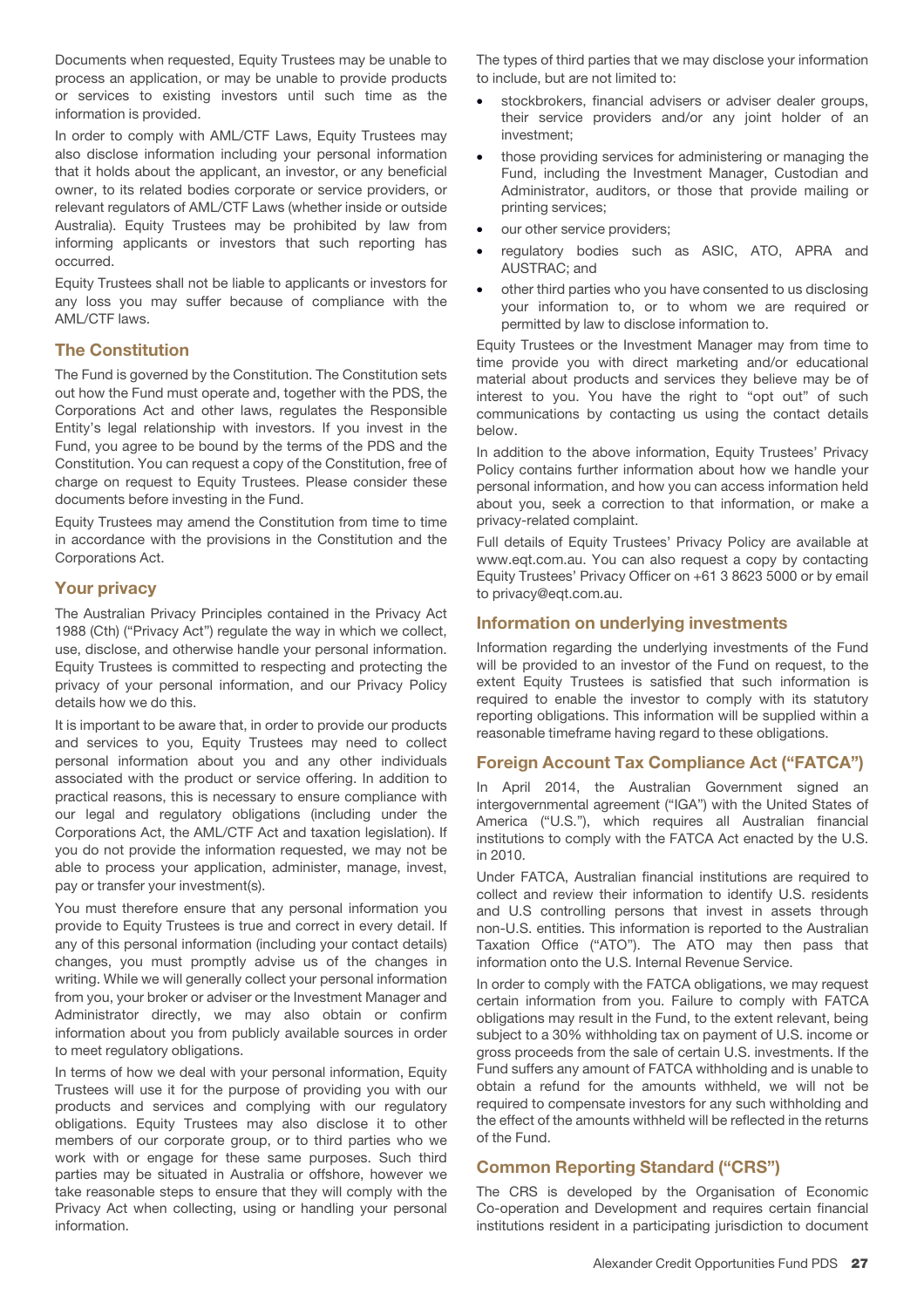Documents when requested, Equity Trustees may be unable to process an application, or may be unable to provide products or services to existing investors until such time as the information is provided.

In order to comply with AML/CTF Laws, Equity Trustees may also disclose information including your personal information that it holds about the applicant, an investor, or any beneficial owner, to its related bodies corporate or service providers, or relevant regulators of AML/CTF Laws (whether inside or outside Australia). Equity Trustees may be prohibited by law from informing applicants or investors that such reporting has occurred.

Equity Trustees shall not be liable to applicants or investors for any loss you may suffer because of compliance with the AML/CTF laws.

## The Constitution

The Fund is governed by the Constitution. The Constitution sets out how the Fund must operate and, together with the PDS, the Corporations Act and other laws, regulates the Responsible Entity's legal relationship with investors. If you invest in the Fund, you agree to be bound by the terms of the PDS and the Constitution. You can request a copy of the Constitution, free of charge on request to Equity Trustees. Please consider these documents before investing in the Fund.

Equity Trustees may amend the Constitution from time to time in accordance with the provisions in the Constitution and the Corporations Act.

## Your privacy

The Australian Privacy Principles contained in the Privacy Act 1988 (Cth) ("Privacy Act") regulate the way in which we collect, use, disclose, and otherwise handle your personal information. Equity Trustees is committed to respecting and protecting the privacy of your personal information, and our Privacy Policy details how we do this.

It is important to be aware that, in order to provide our products and services to you, Equity Trustees may need to collect personal information about you and any other individuals associated with the product or service offering. In addition to practical reasons, this is necessary to ensure compliance with our legal and regulatory obligations (including under the Corporations Act, the AML/CTF Act and taxation legislation). If you do not provide the information requested, we may not be able to process your application, administer, manage, invest, pay or transfer your investment(s).

You must therefore ensure that any personal information you provide to Equity Trustees is true and correct in every detail. If any of this personal information (including your contact details) changes, you must promptly advise us of the changes in writing. While we will generally collect your personal information from you, your broker or adviser or the Investment Manager and Administrator directly, we may also obtain or confirm information about you from publicly available sources in order to meet regulatory obligations.

In terms of how we deal with your personal information, Equity Trustees will use it for the purpose of providing you with our products and services and complying with our regulatory obligations. Equity Trustees may also disclose it to other members of our corporate group, or to third parties who we work with or engage for these same purposes. Such third parties may be situated in Australia or offshore, however we take reasonable steps to ensure that they will comply with the Privacy Act when collecting, using or handling your personal information.

The types of third parties that we may disclose your information to include, but are not limited to:

- stockbrokers, financial advisers or adviser dealer groups, their service providers and/or any joint holder of an investment;
- those providing services for administering or managing the Fund, including the Investment Manager, Custodian and Administrator, auditors, or those that provide mailing or printing services;
- our other service providers;
- regulatory bodies such as ASIC, ATO, APRA and AUSTRAC; and
- other third parties who you have consented to us disclosing your information to, or to whom we are required or permitted by law to disclose information to.

Equity Trustees or the Investment Manager may from time to time provide you with direct marketing and/or educational material about products and services they believe may be of interest to you. You have the right to "opt out" of such communications by contacting us using the contact details below.

In addition to the above information, Equity Trustees' Privacy Policy contains further information about how we handle your personal information, and how you can access information held about you, seek a correction to that information, or make a privacy-related complaint.

Full details of Equity Trustees' Privacy Policy are available at www.eqt.com.au. You can also request a copy by contacting Equity Trustees' Privacy Officer on +61 3 8623 5000 or by email to privacy@eqt.com.au.

## Information on underlying investments

Information regarding the underlying investments of the Fund will be provided to an investor of the Fund on request, to the extent Equity Trustees is satisfied that such information is required to enable the investor to comply with its statutory reporting obligations. This information will be supplied within a reasonable timeframe having regard to these obligations.

## Foreign Account Tax Compliance Act ("FATCA")

In April 2014, the Australian Government signed an intergovernmental agreement ("IGA") with the United States of America ("U.S."), which requires all Australian financial institutions to comply with the FATCA Act enacted by the U.S. in 2010.

Under FATCA, Australian financial institutions are required to collect and review their information to identify U.S. residents and U.S controlling persons that invest in assets through non-U.S. entities. This information is reported to the Australian Taxation Office ("ATO"). The ATO may then pass that information onto the U.S. Internal Revenue Service.

In order to comply with the FATCA obligations, we may request certain information from you. Failure to comply with FATCA obligations may result in the Fund, to the extent relevant, being subject to a 30% withholding tax on payment of U.S. income or gross proceeds from the sale of certain U.S. investments. If the Fund suffers any amount of FATCA withholding and is unable to obtain a refund for the amounts withheld, we will not be required to compensate investors for any such withholding and the effect of the amounts withheld will be reflected in the returns of the Fund.

## Common Reporting Standard ("CRS")

The CRS is developed by the Organisation of Economic Co-operation and Development and requires certain financial institutions resident in a participating jurisdiction to document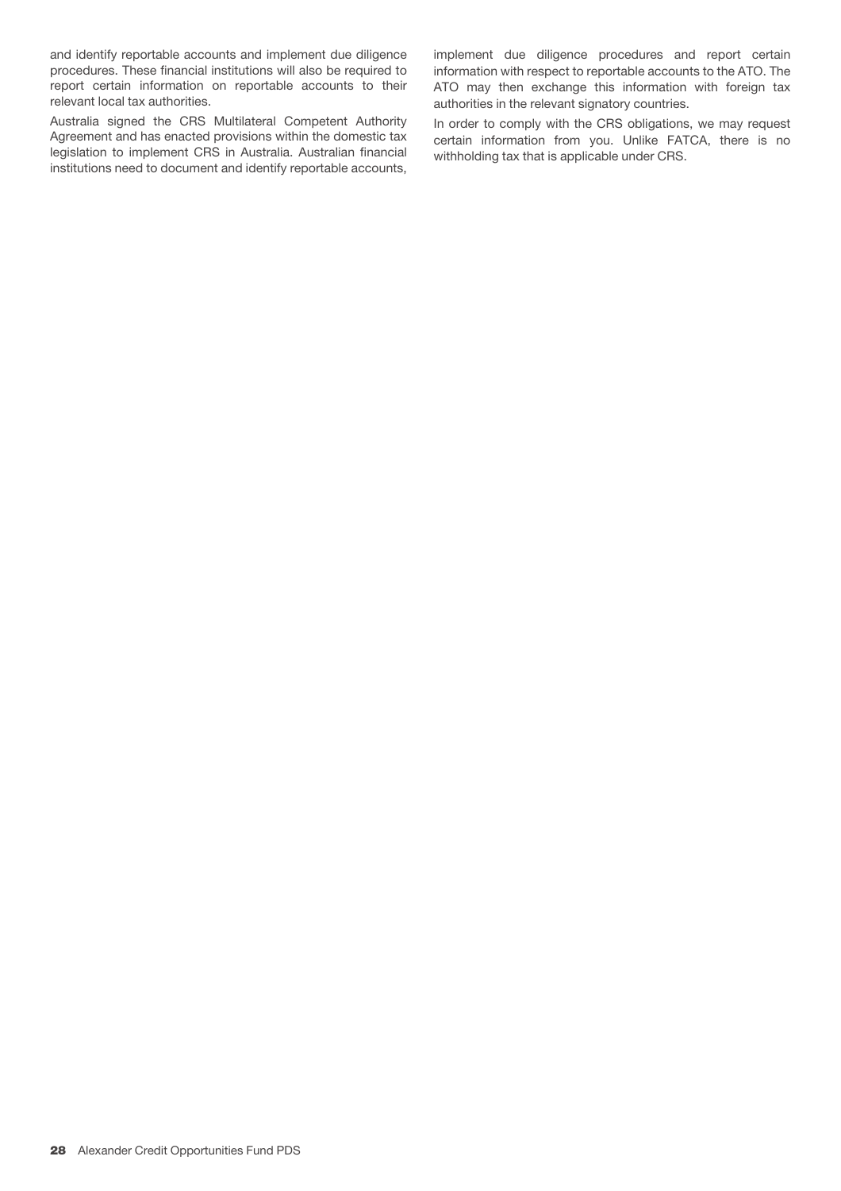and identify reportable accounts and implement due diligence procedures. These financial institutions will also be required to report certain information on reportable accounts to their relevant local tax authorities.

Australia signed the CRS Multilateral Competent Authority Agreement and has enacted provisions within the domestic tax legislation to implement CRS in Australia. Australian financial institutions need to document and identify reportable accounts, implement due diligence procedures and report certain information with respect to reportable accounts to the ATO. The ATO may then exchange this information with foreign tax authorities in the relevant signatory countries.

In order to comply with the CRS obligations, we may request certain information from you. Unlike FATCA, there is no withholding tax that is applicable under CRS.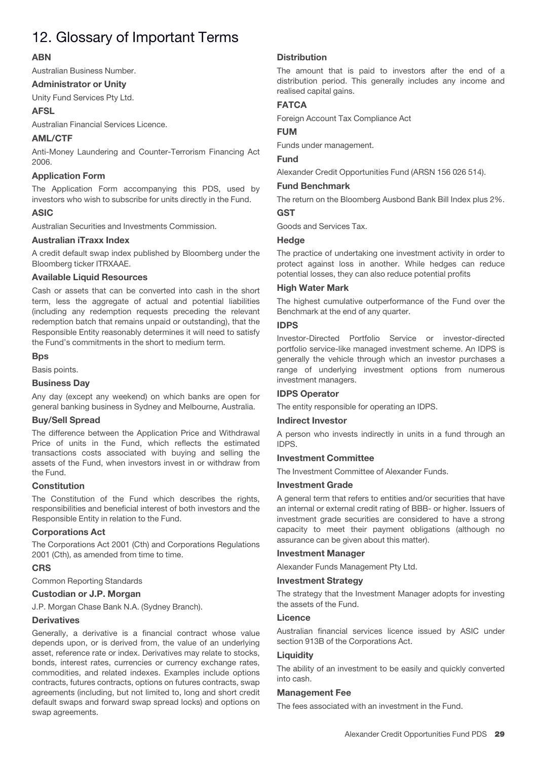# 12. Glossary of Important Terms

### ABN

Australian Business Number.

### Administrator or Unity

Unity Fund Services Pty Ltd.

### AFSL

Australian Financial Services Licence.

### AML/CTF

Anti-Money Laundering and Counter-Terrorism Financing Act 2006.

### Application Form

The Application Form accompanying this PDS, used by investors who wish to subscribe for units directly in the Fund.

### ASIC

Australian Securities and Investments Commission.

### Australian iTraxx Index

A credit default swap index published by Bloomberg under the Bloomberg ticker ITRXAAE.

### Available Liquid Resources

Cash or assets that can be converted into cash in the short term, less the aggregate of actual and potential liabilities (including any redemption requests preceding the relevant redemption batch that remains unpaid or outstanding), that the Responsible Entity reasonably determines it will need to satisfy the Fund's commitments in the short to medium term.

### Bps

Basis points.

### Business Day

Any day (except any weekend) on which banks are open for general banking business in Sydney and Melbourne, Australia.

### Buy/Sell Spread

The difference between the Application Price and Withdrawal Price of units in the Fund, which reflects the estimated transactions costs associated with buying and selling the assets of the Fund, when investors invest in or withdraw from the Fund.

### Constitution

The Constitution of the Fund which describes the rights, responsibilities and beneficial interest of both investors and the Responsible Entity in relation to the Fund.

### Corporations Act

The Corporations Act 2001 (Cth) and Corporations Regulations 2001 (Cth), as amended from time to time.

### CRS

Common Reporting Standards

### Custodian or J.P. Morgan

J.P. Morgan Chase Bank N.A. (Sydney Branch).

### Derivatives

Generally, a derivative is a financial contract whose value depends upon, or is derived from, the value of an underlying asset, reference rate or index. Derivatives may relate to stocks, bonds, interest rates, currencies or currency exchange rates, commodities, and related indexes. Examples include options contracts, futures contracts, options on futures contracts, swap agreements (including, but not limited to, long and short credit default swaps and forward swap spread locks) and options on swap agreements.

### Distribution

The amount that is paid to investors after the end of a distribution period. This generally includes any income and realised capital gains.

### FATCA

Foreign Account Tax Compliance Act

### FUM

Funds under management.

### Fund

Alexander Credit Opportunities Fund (ARSN 156 026 514).

### Fund Benchmark

The return on the Bloomberg Ausbond Bank Bill Index plus 2%.

### GST

Goods and Services Tax.

### Hedge

The practice of undertaking one investment activity in order to protect against loss in another. While hedges can reduce potential losses, they can also reduce potential profits

### High Water Mark

The highest cumulative outperformance of the Fund over the Benchmark at the end of any quarter.

### IDPS

Investor-Directed Portfolio Service or investor-directed portfolio service-like managed investment scheme. An IDPS is generally the vehicle through which an investor purchases a range of underlying investment options from numerous investment managers.

### IDPS Operator

The entity responsible for operating an IDPS.

### Indirect Investor

A person who invests indirectly in units in a fund through an IDPS.

### Investment Committee

The Investment Committee of Alexander Funds.

### Investment Grade

A general term that refers to entities and/or securities that have an internal or external credit rating of BBB- or higher. Issuers of investment grade securities are considered to have a strong capacity to meet their payment obligations (although no assurance can be given about this matter).

### Investment Manager

Alexander Funds Management Pty Ltd.

### Investment Strategy

The strategy that the Investment Manager adopts for investing the assets of the Fund.

### Licence

Australian financial services licence issued by ASIC under section 913B of the Corporations Act.

### Liquidity

The ability of an investment to be easily and quickly converted into cash.

### Management Fee

The fees associated with an investment in the Fund.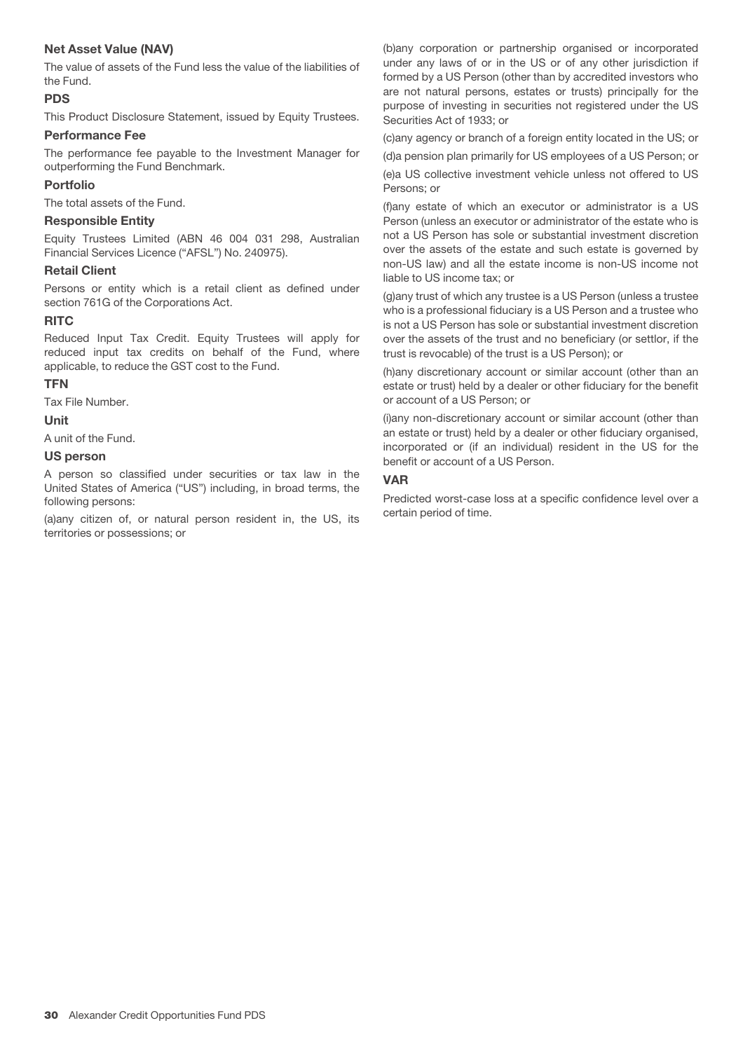**Net Asset Value (NAV)**

The value of assets of the Fund less the value of the liabilities of the Fund.

**PDS**

This Product Disclosure Statement, issued by Equity Trustees.

**Performance Fee**

The performance fee payable to the Investment Manager for outperforming the Fund Benchmark.

**Portfolio**

The total assets of the Fund.

**Responsible Entity**

Equity Trustees Limited (ABN 46 004 031 298, Australian Financial Services Licence ("AFSL") No. 240975).

**Retail Client**

Persons or entity which is a retail client as defined under section 761G of the Corporations Act.

**RITC**

Reduced Input Tax Credit. Equity Trustees will apply for reduced input tax credits on behalf of the Fund, where applicable, to reduce the GST cost to the Fund.

**TFN**

Tax File Number.

**Unit**

A unit of the Fund.

**US person**

A person so classified under securities or tax law in the United States of America ("US") including, in broad terms, the following persons:

(a)any citizen of, or natural person resident in, the US, its territories or possessions; or

(b)any corporation or partnership organised or incorporated under any laws of or in the US or of any other jurisdiction if formed by a US Person (other than by accredited investors who are not natural persons, estates or trusts) principally for the purpose of investing in securities not registered under the US Securities Act of 1933; or

(c)any agency or branch of a foreign entity located in the US; or

(d)a pension plan primarily for US employees of a US Person; or

(e)a US collective investment vehicle unless not offered to US Persons; or

(f)any estate of which an executor or administrator is a US Person (unless an executor or administrator of the estate who is not a US Person has sole or substantial investment discretion over the assets of the estate and such estate is governed by non-US law) and all the estate income is non-US income not liable to US income tax; or

(g)any trust of which any trustee is a US Person (unless a trustee who is a professional fiduciary is a US Person and a trustee who is not a US Person has sole or substantial investment discretion over the assets of the trust and no beneficiary (or settlor, if the trust is revocable) of the trust is a US Person); or

(h)any discretionary account or similar account (other than an estate or trust) held by a dealer or other fiduciary for the benefit or account of a US Person; or

(i)any non-discretionary account or similar account (other than an estate or trust) held by a dealer or other fiduciary organised, incorporated or (if an individual) resident in the US for the benefit or account of a US Person.

**VAR**

Predicted worst-case loss at a specific confidence level over a certain period of time.